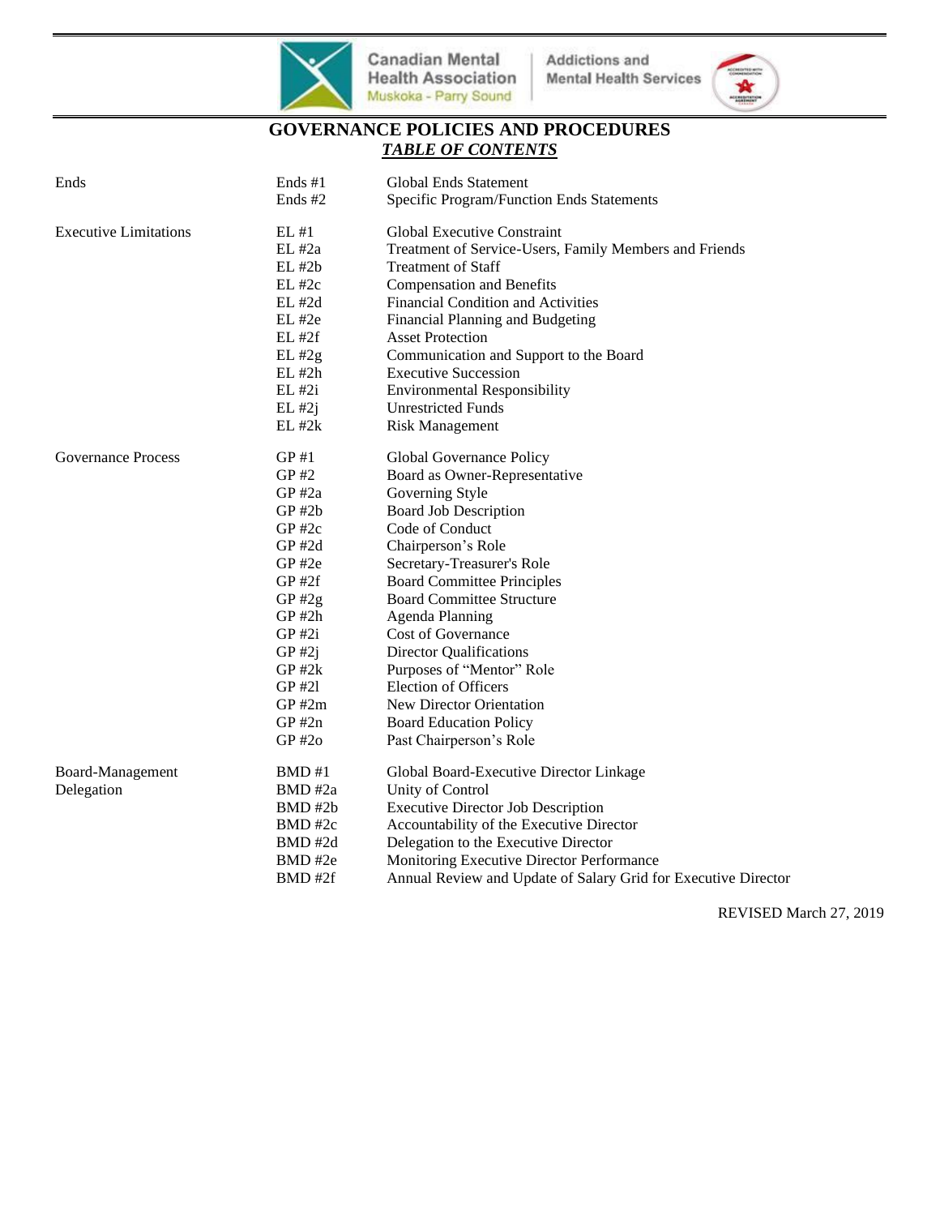Canadian Mental Health Association
Muskoka - Parry Sound

Addictions and Mental Health Services

# GOVERNANCE POLICIES AND PROCEDURES

## ***TABLE OF CONTENTS***

| | | |
|---|---|---|
| Ends | Ends #1 | Global Ends Statement |
| | Ends #2 | Specific Program/Function Ends Statements |
| Executive Limitations | EL #1 | Global Executive Constraint |
| | EL #2a | Treatment of Service-Users, Family Members and Friends |
| | EL #2b | Treatment of Staff |
| | EL #2c | Compensation and Benefits |
| | EL #2d | Financial Condition and Activities |
| | EL #2e | Financial Planning and Budgeting |
| | EL #2f | Asset Protection |
| | EL #2g | Communication and Support to the Board |
| | EL #2h | Executive Succession |
| | EL #2i | Environmental Responsibility |
| | EL #2j | Unrestricted Funds |
| | EL #2k | Risk Management |
| Governance Process | GP #1 | Global Governance Policy |
| | GP #2 | Board as Owner-Representative |
| | GP #2a | Governing Style |
| | GP #2b | Board Job Description |
| | GP #2c | Code of Conduct |
| | GP #2d | Chairperson's Role |
| | GP #2e | Secretary-Treasurer's Role |
| | GP #2f | Board Committee Principles |
| | GP #2g | Board Committee Structure |
| | GP #2h | Agenda Planning |
| | GP #2i | Cost of Governance |
| | GP #2j | Director Qualifications |
| | GP #2k | Purposes of "Mentor" Role |
| | GP #2l | Election of Officers |
| | GP #2m | New Director Orientation |
| | GP #2n | Board Education Policy |
| | GP #2o | Past Chairperson's Role |
| Board-Management Delegation | BMD #1 | Global Board-Executive Director Linkage |
| | BMD #2a | Unity of Control |
| | BMD #2b | Executive Director Job Description |
| | BMD #2c | Accountability of the Executive Director |
| | BMD #2d | Delegation to the Executive Director |
| | BMD #2e | Monitoring Executive Director Performance |
| | BMD #2f | Annual Review and Update of Salary Grid for Executive Director |

REVISED March 27, 2019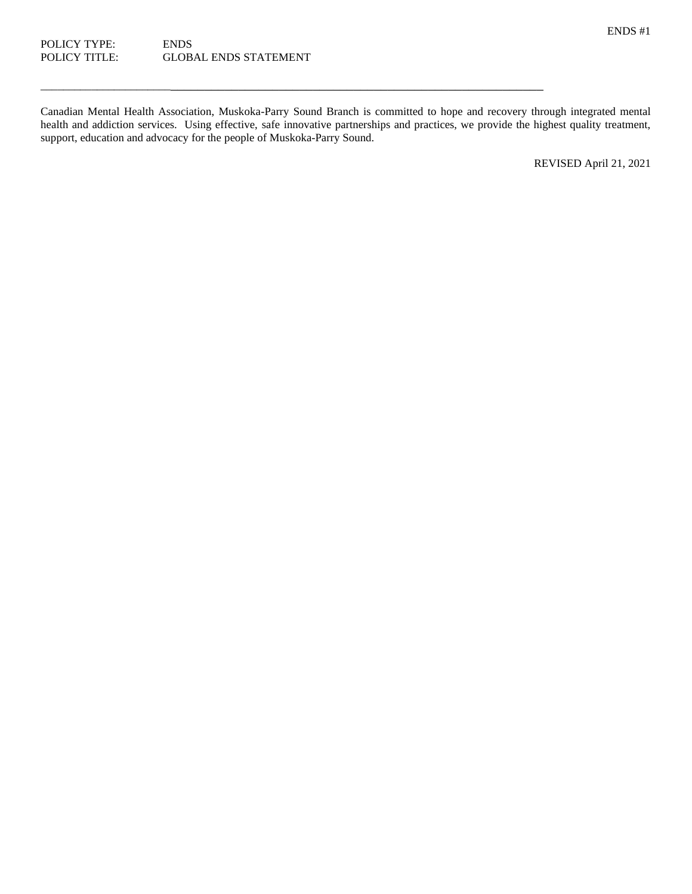ENDS #1

POLICY TYPE: ENDS
POLICY TITLE: GLOBAL ENDS STATEMENT

---

Canadian Mental Health Association, Muskoka-Parry Sound Branch is committed to hope and recovery through integrated mental health and addiction services. Using effective, safe innovative partnerships and practices, we provide the highest quality treatment, support, education and advocacy for the people of Muskoka-Parry Sound.

REVISED April 21, 2021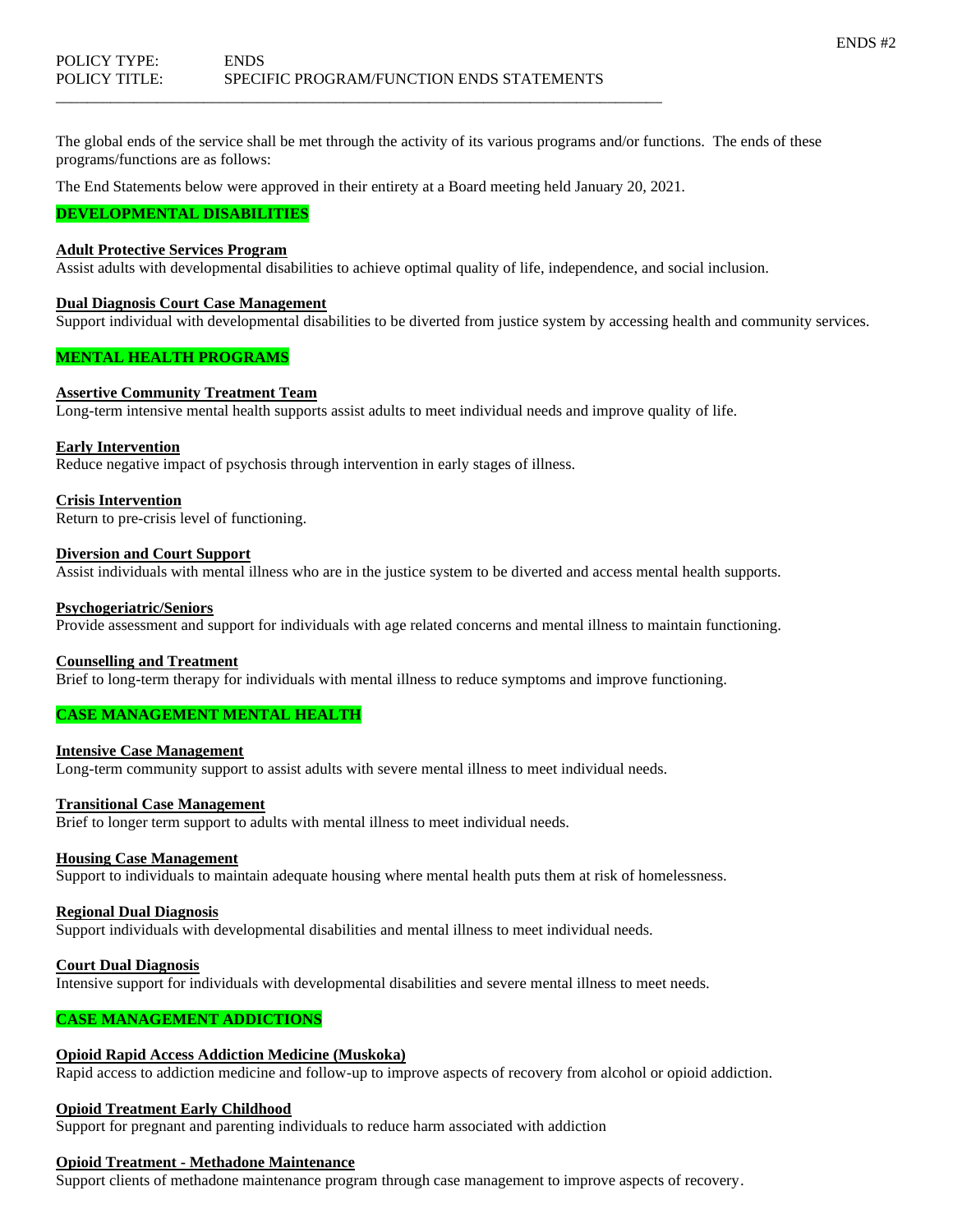POLICY TYPE: ENDS
POLICY TITLE: SPECIFIC PROGRAM/FUNCTION ENDS STATEMENTS

The global ends of the service shall be met through the activity of its various programs and/or functions. The ends of these programs/functions are as follows:

The End Statements below were approved in their entirety at a Board meeting held January 20, 2021.

## DEVELOPMENTAL DISABILITIES

**Adult Protective Services Program**
Assist adults with developmental disabilities to achieve optimal quality of life, independence, and social inclusion.

**Dual Diagnosis Court Case Management**
Support individual with developmental disabilities to be diverted from justice system by accessing health and community services.

## MENTAL HEALTH PROGRAMS

**Assertive Community Treatment Team**
Long-term intensive mental health supports assist adults to meet individual needs and improve quality of life.

**Early Intervention**
Reduce negative impact of psychosis through intervention in early stages of illness.

**Crisis Intervention**
Return to pre-crisis level of functioning.

**Diversion and Court Support**
Assist individuals with mental illness who are in the justice system to be diverted and access mental health supports.

**Psychogeriatric/Seniors**
Provide assessment and support for individuals with age related concerns and mental illness to maintain functioning.

**Counselling and Treatment**
Brief to long-term therapy for individuals with mental illness to reduce symptoms and improve functioning.

## CASE MANAGEMENT MENTAL HEALTH

**Intensive Case Management**
Long-term community support to assist adults with severe mental illness to meet individual needs.

**Transitional Case Management**
Brief to longer term support to adults with mental illness to meet individual needs.

**Housing Case Management**
Support to individuals to maintain adequate housing where mental health puts them at risk of homelessness.

**Regional Dual Diagnosis**
Support individuals with developmental disabilities and mental illness to meet individual needs.

**Court Dual Diagnosis**
Intensive support for individuals with developmental disabilities and severe mental illness to meet needs.

## CASE MANAGEMENT ADDICTIONS

**Opioid Rapid Access Addiction Medicine (Muskoka)**
Rapid access to addiction medicine and follow-up to improve aspects of recovery from alcohol or opioid addiction.

**Opioid Treatment Early Childhood**
Support for pregnant and parenting individuals to reduce harm associated with addiction

**Opioid Treatment - Methadone Maintenance**
Support clients of methadone maintenance program through case management to improve aspects of recovery.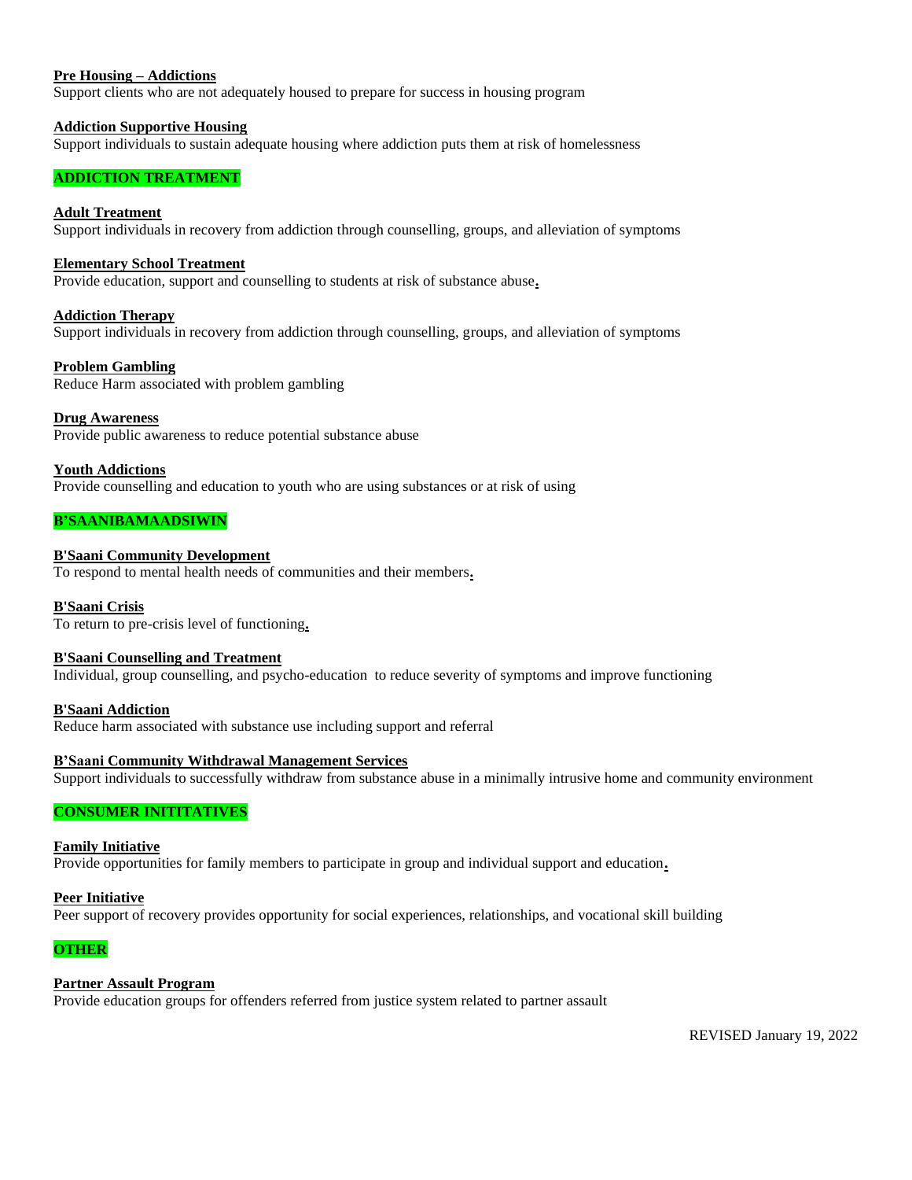**Pre Housing – Addictions**
Support clients who are not adequately housed to prepare for success in housing program

**Addiction Supportive Housing**
Support individuals to sustain adequate housing where addiction puts them at risk of homelessness

## ADDICTION TREATMENT

**Adult Treatment**
Support individuals in recovery from addiction through counselling, groups, and alleviation of symptoms

**Elementary School Treatment**
Provide education, support and counselling to students at risk of substance abuse.

**Addiction Therapy**
Support individuals in recovery from addiction through counselling, groups, and alleviation of symptoms

**Problem Gambling**
Reduce Harm associated with problem gambling

**Drug Awareness**
Provide public awareness to reduce potential substance abuse

**Youth Addictions**
Provide counselling and education to youth who are using substances or at risk of using

## B'SAANIBAMAADSIWIN

**B'Saani Community Development**
To respond to mental health needs of communities and their members.

**B'Saani Crisis**
To return to pre-crisis level of functioning.

**B'Saani Counselling and Treatment**
Individual, group counselling, and psycho-education to reduce severity of symptoms and improve functioning

**B'Saani Addiction**
Reduce harm associated with substance use including support and referral

**B'Saani Community Withdrawal Management Services**
Support individuals to successfully withdraw from substance abuse in a minimally intrusive home and community environment

## CONSUMER INITITATIVES

**Family Initiative**
Provide opportunities for family members to participate in group and individual support and education.

**Peer Initiative**
Peer support of recovery provides opportunity for social experiences, relationships, and vocational skill building

## OTHER

**Partner Assault Program**
Provide education groups for offenders referred from justice system related to partner assault

REVISED January 19, 2022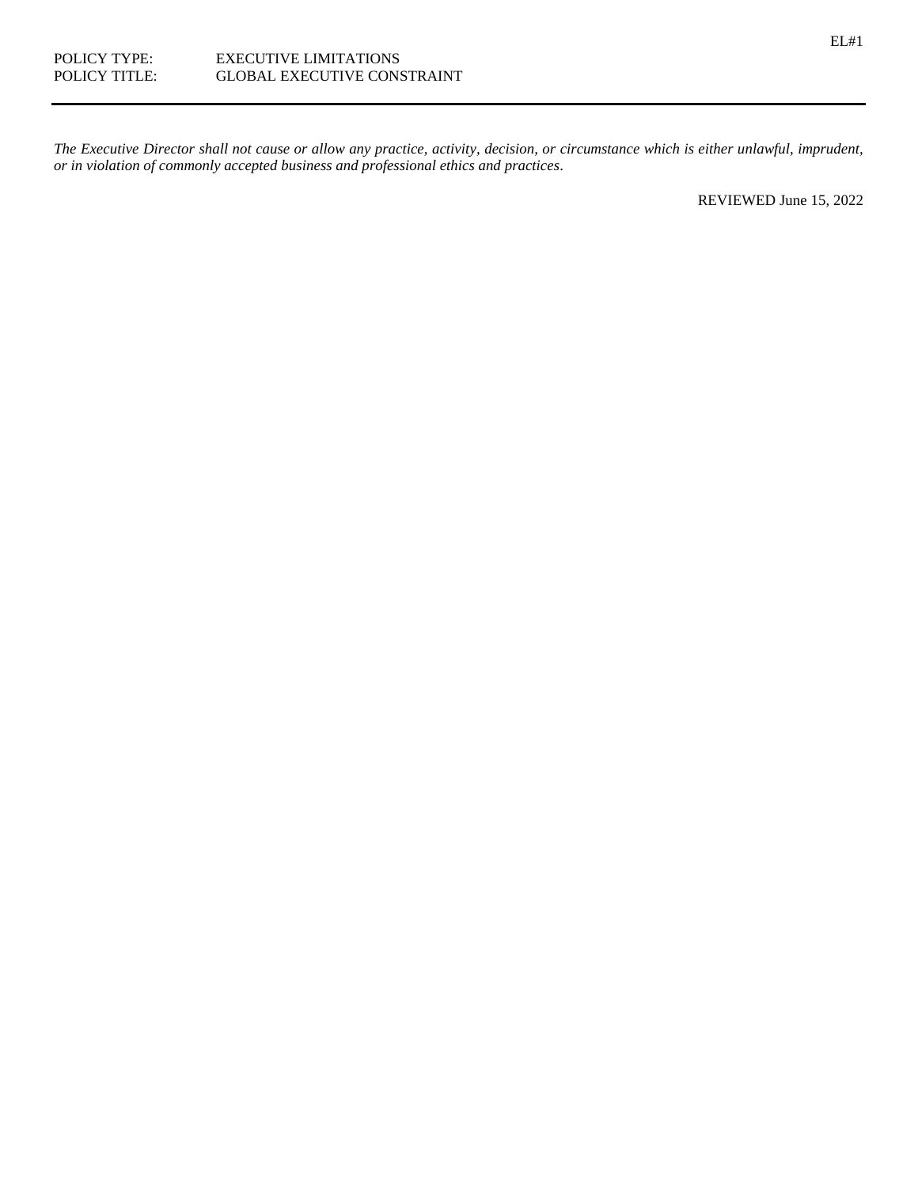EL#1

POLICY TYPE: EXECUTIVE LIMITATIONS
POLICY TITLE: GLOBAL EXECUTIVE CONSTRAINT

---

*The Executive Director shall not cause or allow any practice, activity, decision, or circumstance which is either unlawful, imprudent, or in violation of commonly accepted business and professional ethics and practices*.

REVIEWED June 15, 2022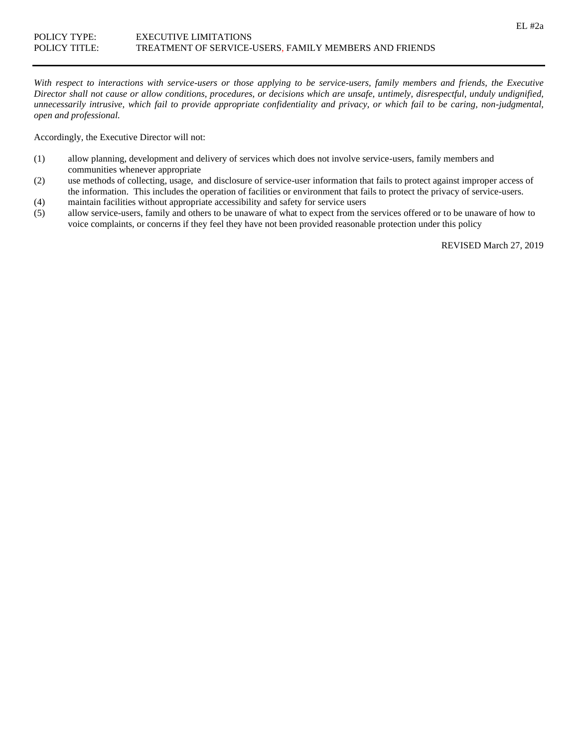EL #2a

POLICY TYPE: EXECUTIVE LIMITATIONS
POLICY TITLE: TREATMENT OF SERVICE-USERS, FAMILY MEMBERS AND FRIENDS

---

*With respect to interactions with service-users or those applying to be service-users, family members and friends, the Executive Director shall not cause or allow conditions, procedures, or decisions which are unsafe, untimely, disrespectful, unduly undignified, unnecessarily intrusive, which fail to provide appropriate confidentiality and privacy, or which fail to be caring, non-judgmental, open and professional.*

Accordingly, the Executive Director will not:

(1) allow planning, development and delivery of services which does not involve service-users, family members and communities whenever appropriate

(2) use methods of collecting, usage, and disclosure of service-user information that fails to protect against improper access of the information. This includes the operation of facilities or environment that fails to protect the privacy of service-users.

(4) maintain facilities without appropriate accessibility and safety for service users

(5) allow service-users, family and others to be unaware of what to expect from the services offered or to be unaware of how to voice complaints, or concerns if they feel they have not been provided reasonable protection under this policy

REVISED March 27, 2019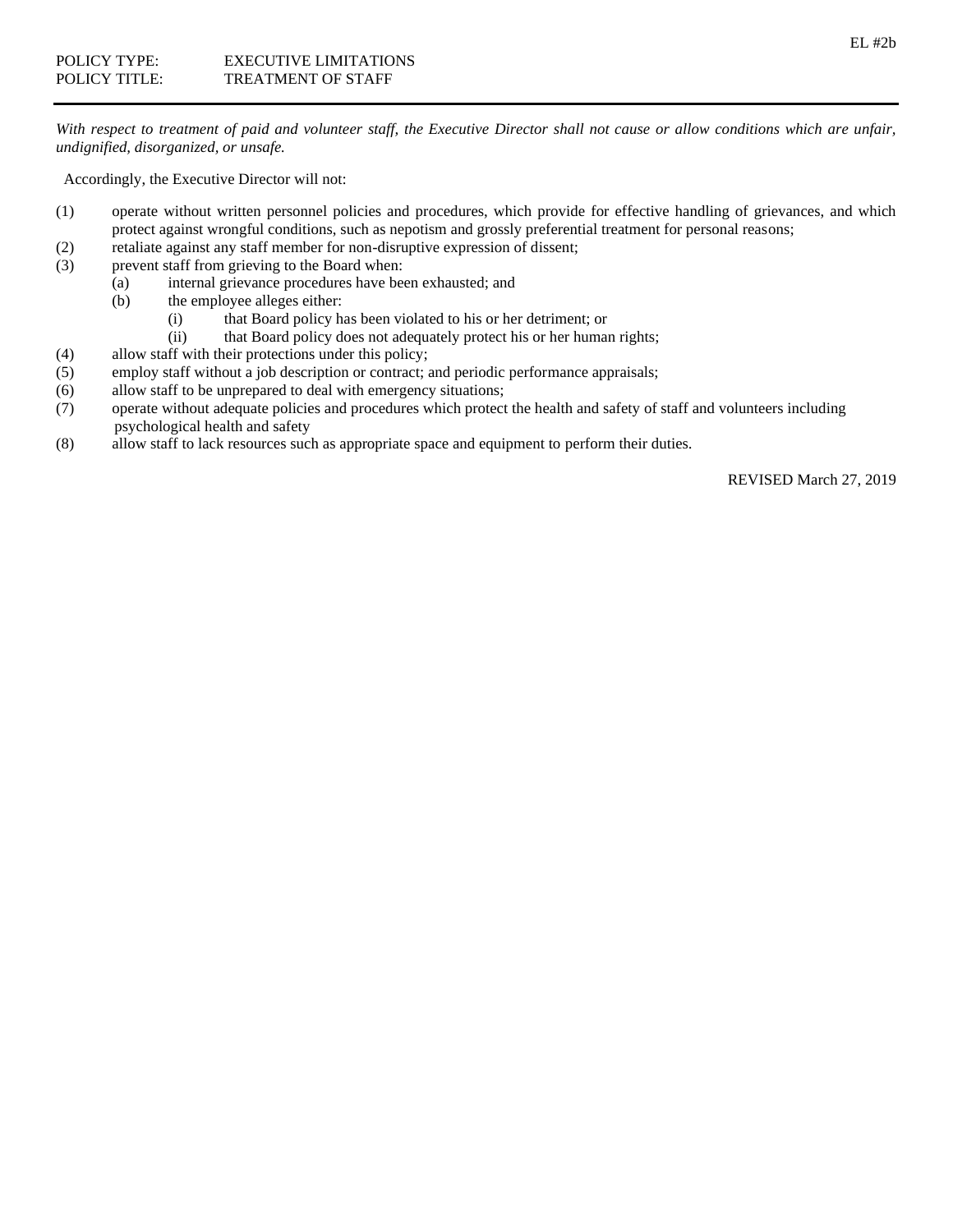POLICY TYPE: EXECUTIVE LIMITATIONS
POLICY TITLE: TREATMENT OF STAFF

---

*With respect to treatment of paid and volunteer staff, the Executive Director shall not cause or allow conditions which are unfair, undignified, disorganized, or unsafe.*

Accordingly, the Executive Director will not:

(1) operate without written personnel policies and procedures, which provide for effective handling of grievances, and which protect against wrongful conditions, such as nepotism and grossly preferential treatment for personal reasons;

(2) retaliate against any staff member for non-disruptive expression of dissent;

(3) prevent staff from grieving to the Board when:
  - (a) internal grievance procedures have been exhausted; and
  - (b) the employee alleges either:
    - (i) that Board policy has been violated to his or her detriment; or
    - (ii) that Board policy does not adequately protect his or her human rights;

(4) allow staff with their protections under this policy;

(5) employ staff without a job description or contract; and periodic performance appraisals;

(6) allow staff to be unprepared to deal with emergency situations;

(7) operate without adequate policies and procedures which protect the health and safety of staff and volunteers including psychological health and safety

(8) allow staff to lack resources such as appropriate space and equipment to perform their duties.

REVISED March 27, 2019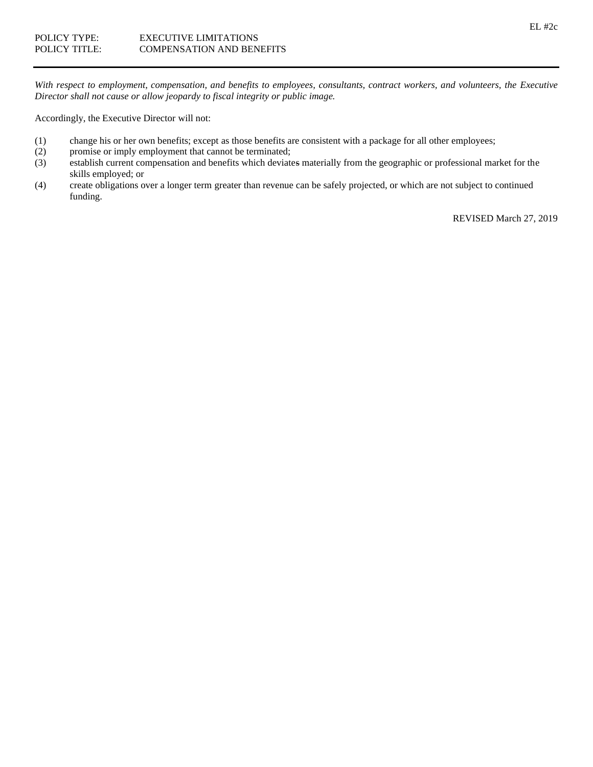EL #2c

POLICY TYPE: EXECUTIVE LIMITATIONS
POLICY TITLE: COMPENSATION AND BENEFITS

---

*With respect to employment, compensation, and benefits to employees, consultants, contract workers, and volunteers, the Executive Director shall not cause or allow jeopardy to fiscal integrity or public image.*

Accordingly, the Executive Director will not:

(1) change his or her own benefits; except as those benefits are consistent with a package for all other employees;
(2) promise or imply employment that cannot be terminated;
(3) establish current compensation and benefits which deviates materially from the geographic or professional market for the skills employed; or
(4) create obligations over a longer term greater than revenue can be safely projected, or which are not subject to continued funding.

REVISED March 27, 2019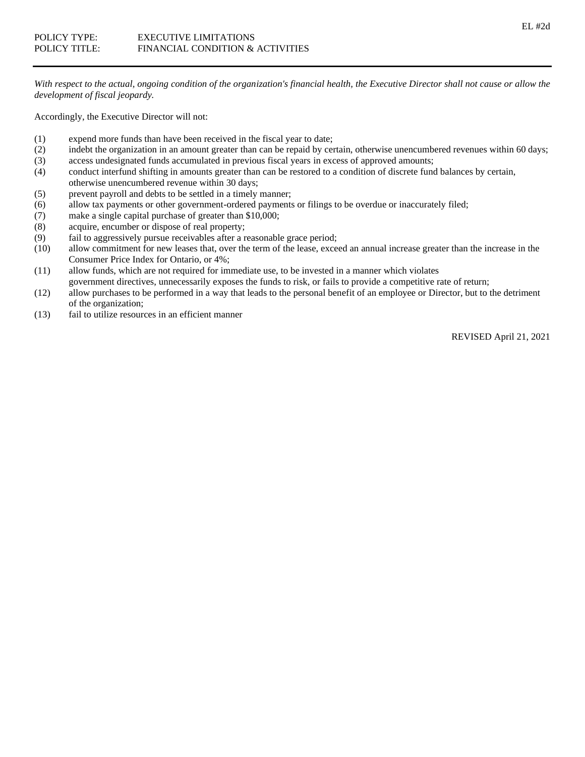EL #2d

POLICY TYPE: EXECUTIVE LIMITATIONS
POLICY TITLE: FINANCIAL CONDITION & ACTIVITIES

---

*With respect to the actual, ongoing condition of the organization's financial health, the Executive Director shall not cause or allow the development of fiscal jeopardy.*

Accordingly, the Executive Director will not:

(1) expend more funds than have been received in the fiscal year to date;
(2) indebt the organization in an amount greater than can be repaid by certain, otherwise unencumbered revenues within 60 days;
(3) access undesignated funds accumulated in previous fiscal years in excess of approved amounts;
(4) conduct interfund shifting in amounts greater than can be restored to a condition of discrete fund balances by certain, otherwise unencumbered revenue within 30 days;
(5) prevent payroll and debts to be settled in a timely manner;
(6) allow tax payments or other government-ordered payments or filings to be overdue or inaccurately filed;
(7) make a single capital purchase of greater than $10,000;
(8) acquire, encumber or dispose of real property;
(9) fail to aggressively pursue receivables after a reasonable grace period;
(10) allow commitment for new leases that, over the term of the lease, exceed an annual increase greater than the increase in the Consumer Price Index for Ontario, or 4%;
(11) allow funds, which are not required for immediate use, to be invested in a manner which violates government directives, unnecessarily exposes the funds to risk, or fails to provide a competitive rate of return;
(12) allow purchases to be performed in a way that leads to the personal benefit of an employee or Director, but to the detriment of the organization;
(13) fail to utilize resources in an efficient manner

REVISED April 21, 2021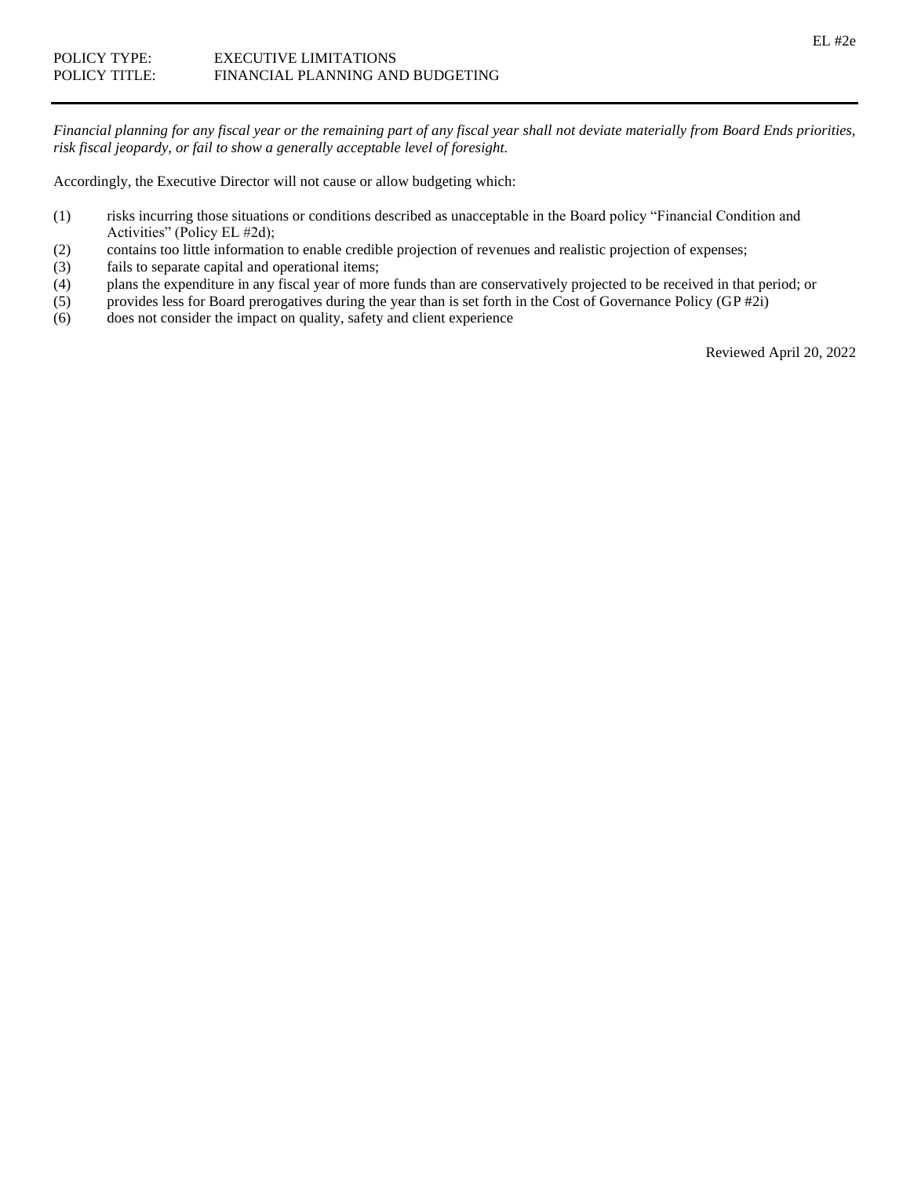EL #2e

POLICY TYPE: EXECUTIVE LIMITATIONS
POLICY TITLE: FINANCIAL PLANNING AND BUDGETING

---

*Financial planning for any fiscal year or the remaining part of any fiscal year shall not deviate materially from Board Ends priorities, risk fiscal jeopardy, or fail to show a generally acceptable level of foresight.*

Accordingly, the Executive Director will not cause or allow budgeting which:

(1) risks incurring those situations or conditions described as unacceptable in the Board policy "Financial Condition and Activities" (Policy EL #2d);
(2) contains too little information to enable credible projection of revenues and realistic projection of expenses;
(3) fails to separate capital and operational items;
(4) plans the expenditure in any fiscal year of more funds than are conservatively projected to be received in that period; or
(5) provides less for Board prerogatives during the year than is set forth in the Cost of Governance Policy (GP #2i)
(6) does not consider the impact on quality, safety and client experience

Reviewed April 20, 2022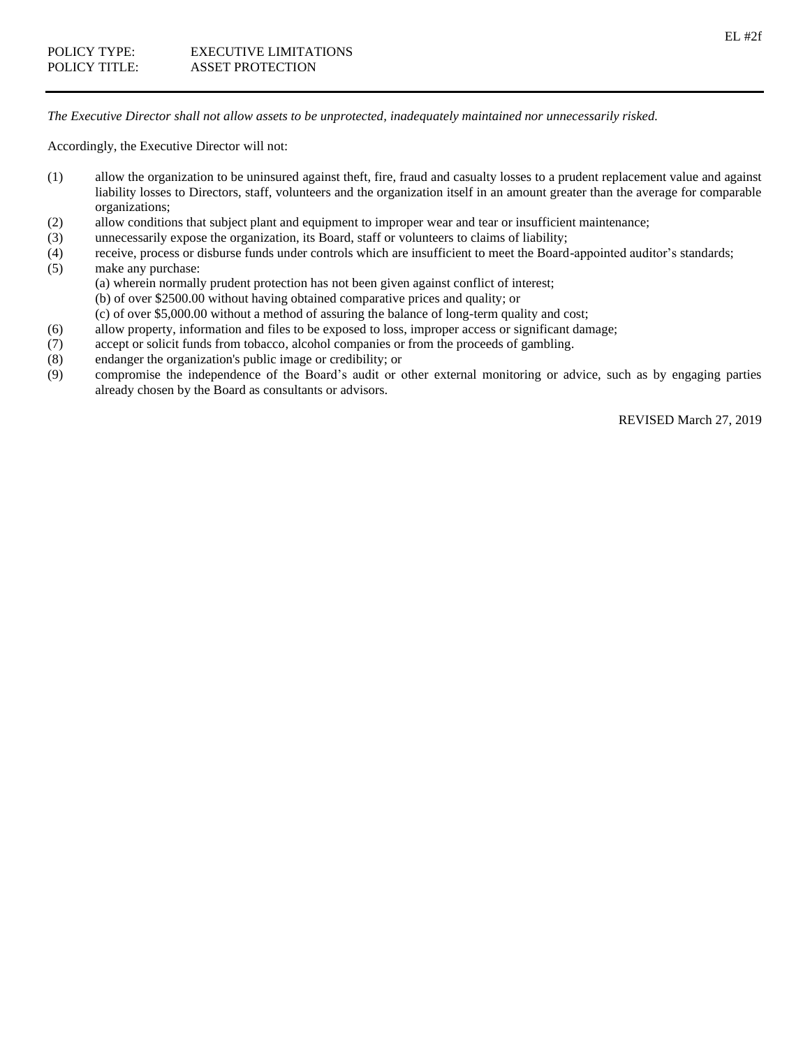EL #2f

POLICY TYPE: EXECUTIVE LIMITATIONS
POLICY TITLE: ASSET PROTECTION

---

*The Executive Director shall not allow assets to be unprotected, inadequately maintained nor unnecessarily risked.*

Accordingly, the Executive Director will not:

(1) allow the organization to be uninsured against theft, fire, fraud and casualty losses to a prudent replacement value and against liability losses to Directors, staff, volunteers and the organization itself in an amount greater than the average for comparable organizations;

(2) allow conditions that subject plant and equipment to improper wear and tear or insufficient maintenance;

(3) unnecessarily expose the organization, its Board, staff or volunteers to claims of liability;

(4) receive, process or disburse funds under controls which are insufficient to meet the Board-appointed auditor's standards;

(5) make any purchase:
 (a) wherein normally prudent protection has not been given against conflict of interest;
 (b) of over $2500.00 without having obtained comparative prices and quality; or
 (c) of over $5,000.00 without a method of assuring the balance of long-term quality and cost;

(6) allow property, information and files to be exposed to loss, improper access or significant damage;

(7) accept or solicit funds from tobacco, alcohol companies or from the proceeds of gambling.

(8) endanger the organization's public image or credibility; or

(9) compromise the independence of the Board's audit or other external monitoring or advice, such as by engaging parties already chosen by the Board as consultants or advisors.

REVISED March 27, 2019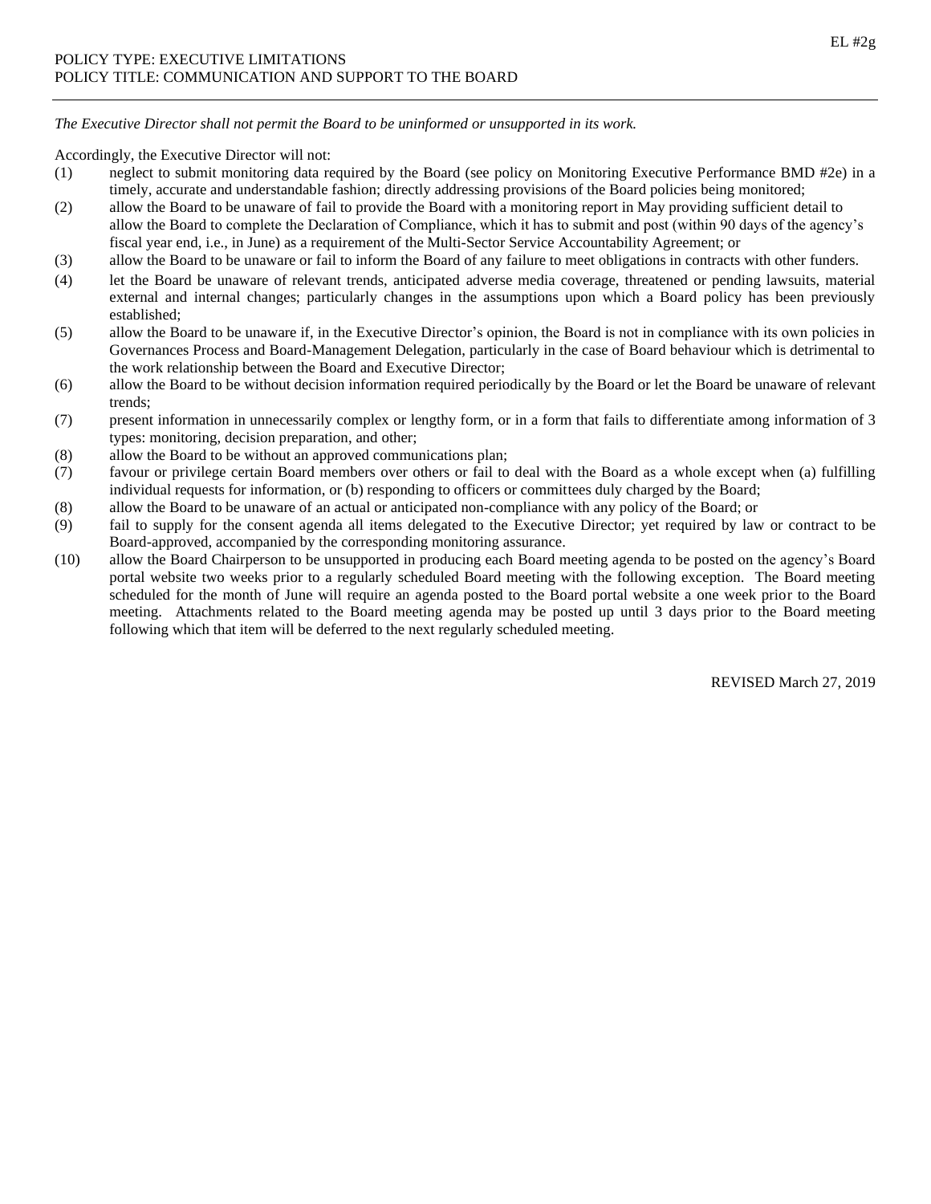EL #2g

POLICY TYPE: EXECUTIVE LIMITATIONS
POLICY TITLE: COMMUNICATION AND SUPPORT TO THE BOARD

*The Executive Director shall not permit the Board to be uninformed or unsupported in its work.*

Accordingly, the Executive Director will not:

(1) neglect to submit monitoring data required by the Board (see policy on Monitoring Executive Performance BMD #2e) in a timely, accurate and understandable fashion; directly addressing provisions of the Board policies being monitored;

(2) allow the Board to be unaware of fail to provide the Board with a monitoring report in May providing sufficient detail to allow the Board to complete the Declaration of Compliance, which it has to submit and post (within 90 days of the agency's fiscal year end, i.e., in June) as a requirement of the Multi-Sector Service Accountability Agreement; or

(3) allow the Board to be unaware or fail to inform the Board of any failure to meet obligations in contracts with other funders.

(4) let the Board be unaware of relevant trends, anticipated adverse media coverage, threatened or pending lawsuits, material external and internal changes; particularly changes in the assumptions upon which a Board policy has been previously established;

(5) allow the Board to be unaware if, in the Executive Director's opinion, the Board is not in compliance with its own policies in Governances Process and Board-Management Delegation, particularly in the case of Board behaviour which is detrimental to the work relationship between the Board and Executive Director;

(6) allow the Board to be without decision information required periodically by the Board or let the Board be unaware of relevant trends;

(7) present information in unnecessarily complex or lengthy form, or in a form that fails to differentiate among information of 3 types: monitoring, decision preparation, and other;

(8) allow the Board to be without an approved communications plan;

(7) favour or privilege certain Board members over others or fail to deal with the Board as a whole except when (a) fulfilling individual requests for information, or (b) responding to officers or committees duly charged by the Board;

(8) allow the Board to be unaware of an actual or anticipated non-compliance with any policy of the Board; or

(9) fail to supply for the consent agenda all items delegated to the Executive Director; yet required by law or contract to be Board-approved, accompanied by the corresponding monitoring assurance.

(10) allow the Board Chairperson to be unsupported in producing each Board meeting agenda to be posted on the agency's Board portal website two weeks prior to a regularly scheduled Board meeting with the following exception. The Board meeting scheduled for the month of June will require an agenda posted to the Board portal website a one week prior to the Board meeting. Attachments related to the Board meeting agenda may be posted up until 3 days prior to the Board meeting following which that item will be deferred to the next regularly scheduled meeting.

REVISED March 27, 2019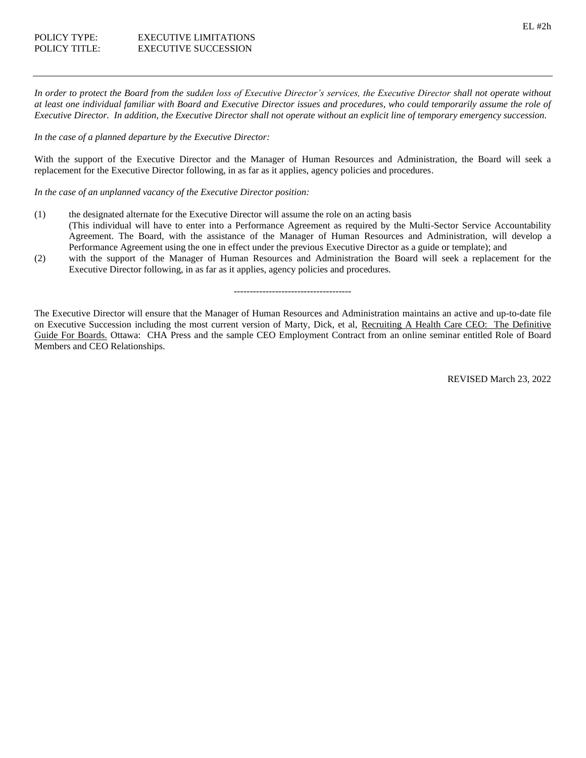EL #2h

POLICY TYPE: EXECUTIVE LIMITATIONS
POLICY TITLE: EXECUTIVE SUCCESSION

---

*In order to protect the Board from the sudden loss of Executive Director's services, the Executive Director shall not operate without at least one individual familiar with Board and Executive Director issues and procedures, who could temporarily assume the role of Executive Director. In addition, the Executive Director shall not operate without an explicit line of temporary emergency succession.*

*In the case of a planned departure by the Executive Director:*

With the support of the Executive Director and the Manager of Human Resources and Administration, the Board will seek a replacement for the Executive Director following, in as far as it applies, agency policies and procedures.

*In the case of an unplanned vacancy of the Executive Director position:*

(1) the designated alternate for the Executive Director will assume the role on an acting basis
(This individual will have to enter into a Performance Agreement as required by the Multi-Sector Service Accountability Agreement. The Board, with the assistance of the Manager of Human Resources and Administration, will develop a Performance Agreement using the one in effect under the previous Executive Director as a guide or template); and

(2) with the support of the Manager of Human Resources and Administration the Board will seek a replacement for the Executive Director following, in as far as it applies, agency policies and procedures.

-------------------------------------

The Executive Director will ensure that the Manager of Human Resources and Administration maintains an active and up-to-date file on Executive Succession including the most current version of Marty, Dick, et al, <u>Recruiting A Health Care CEO: The Definitive Guide For Boards.</u> Ottawa: CHA Press and the sample CEO Employment Contract from an online seminar entitled Role of Board Members and CEO Relationships.

REVISED March 23, 2022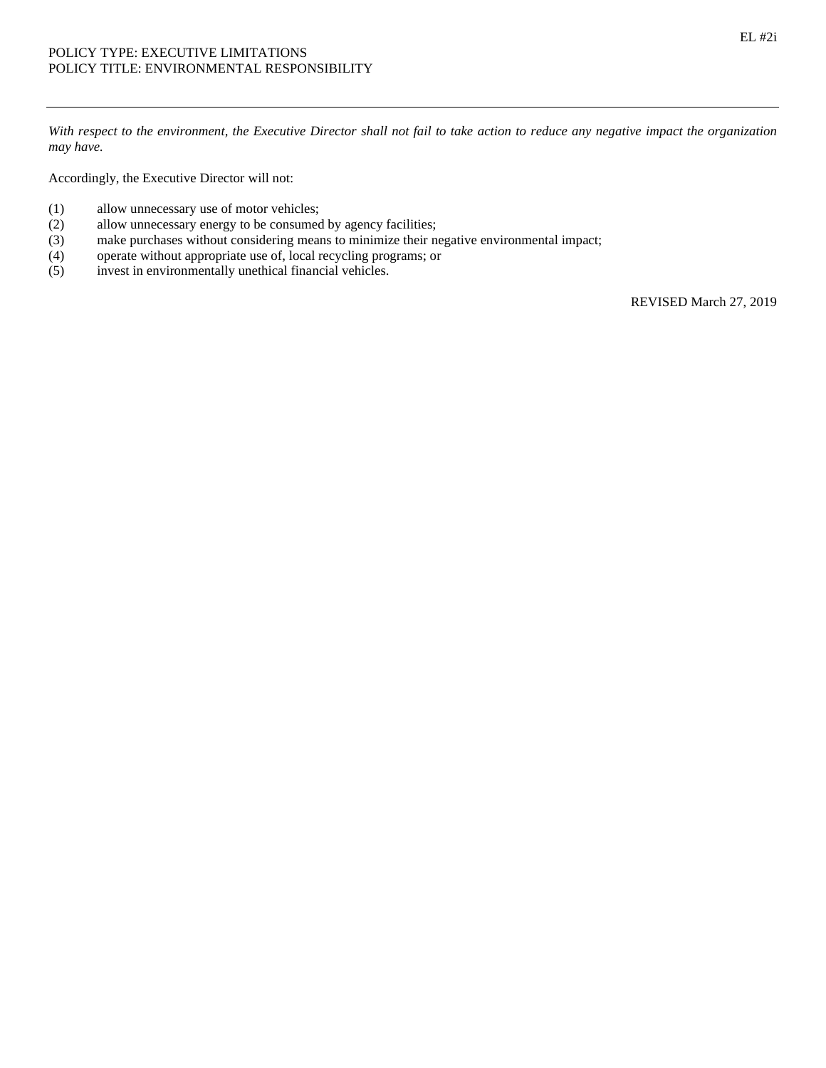POLICY TYPE: EXECUTIVE LIMITATIONS
POLICY TITLE: ENVIRONMENTAL RESPONSIBILITY

EL #2i

---

*With respect to the environment, the Executive Director shall not fail to take action to reduce any negative impact the organization may have.*

Accordingly, the Executive Director will not:

(1) allow unnecessary use of motor vehicles;
(2) allow unnecessary energy to be consumed by agency facilities;
(3) make purchases without considering means to minimize their negative environmental impact;
(4) operate without appropriate use of, local recycling programs; or
(5) invest in environmentally unethical financial vehicles.

REVISED March 27, 2019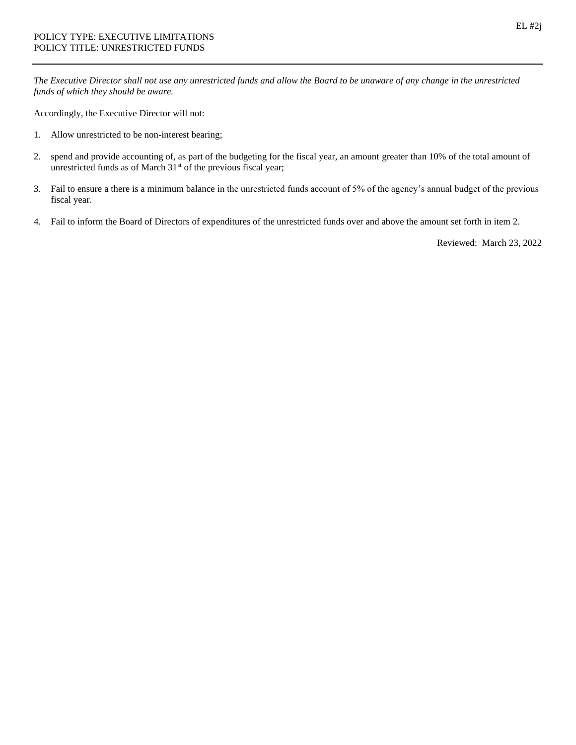POLICY TYPE: EXECUTIVE LIMITATIONS
POLICY TITLE: UNRESTRICTED FUNDS

EL #2j

*The Executive Director shall not use any unrestricted funds and allow the Board to be unaware of any change in the unrestricted funds of which they should be aware.*

Accordingly, the Executive Director will not:

1. Allow unrestricted to be non-interest bearing;

2. spend and provide accounting of, as part of the budgeting for the fiscal year, an amount greater than 10% of the total amount of unrestricted funds as of March 31st of the previous fiscal year;

3. Fail to ensure a there is a minimum balance in the unrestricted funds account of 5% of the agency's annual budget of the previous fiscal year.

4. Fail to inform the Board of Directors of expenditures of the unrestricted funds over and above the amount set forth in item 2.

Reviewed: March 23, 2022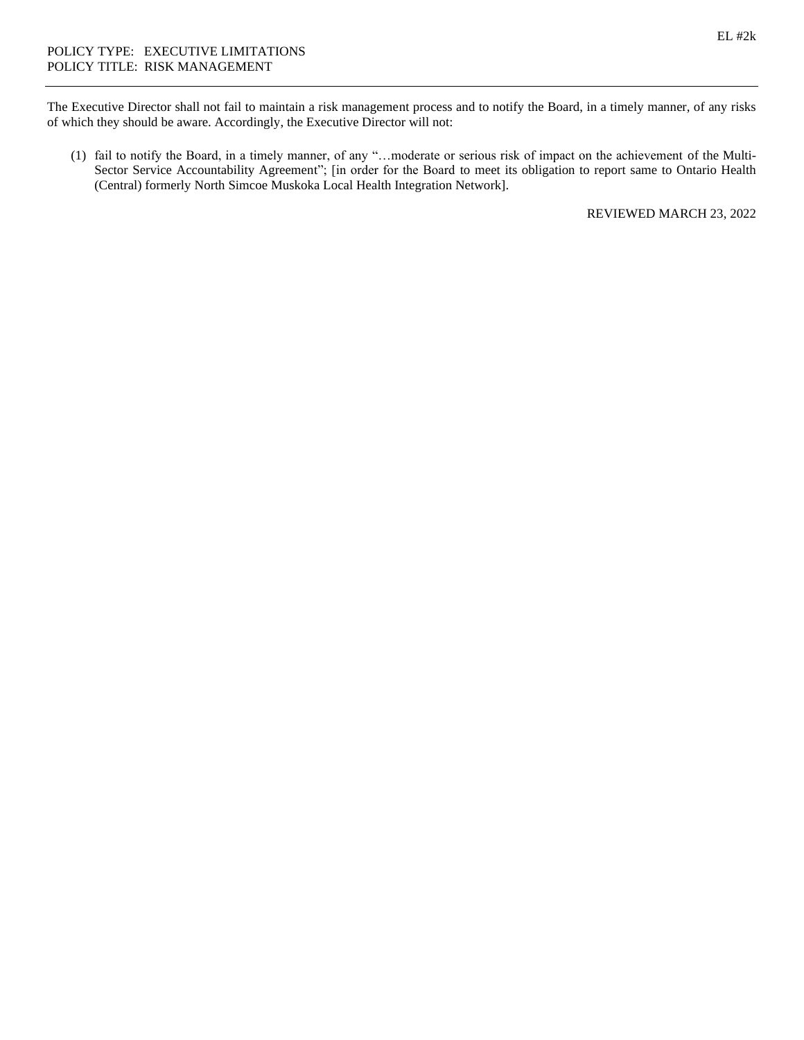EL #2k

POLICY TYPE: EXECUTIVE LIMITATIONS
POLICY TITLE: RISK MANAGEMENT

---

The Executive Director shall not fail to maintain a risk management process and to notify the Board, in a timely manner, of any risks of which they should be aware. Accordingly, the Executive Director will not:

(1) fail to notify the Board, in a timely manner, of any "…moderate or serious risk of impact on the achievement of the Multi-Sector Service Accountability Agreement"; [in order for the Board to meet its obligation to report same to Ontario Health (Central) formerly North Simcoe Muskoka Local Health Integration Network].

REVIEWED MARCH 23, 2022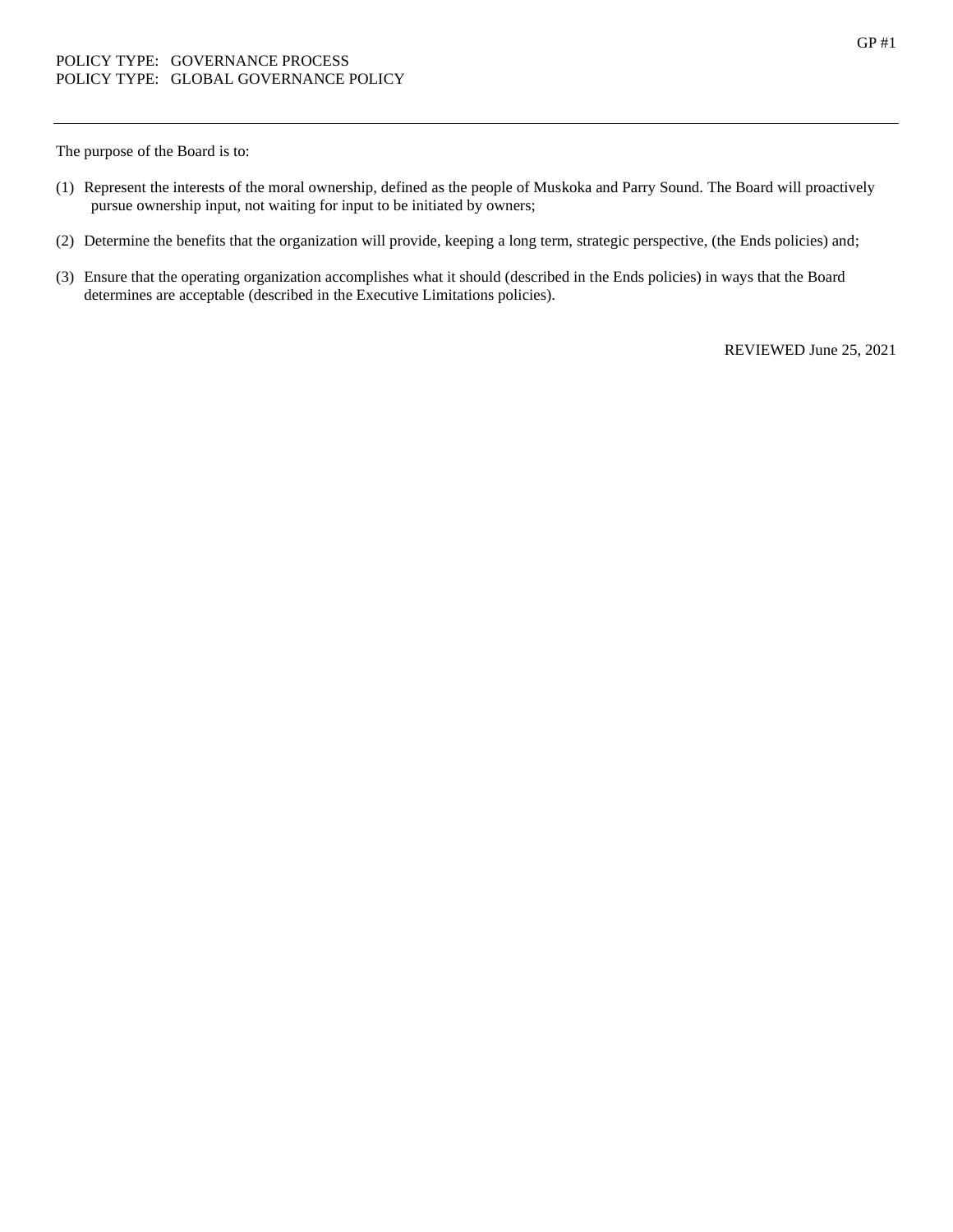GP #1

POLICY TYPE: GOVERNANCE PROCESS
POLICY TYPE: GLOBAL GOVERNANCE POLICY

---

The purpose of the Board is to:

(1) Represent the interests of the moral ownership, defined as the people of Muskoka and Parry Sound. The Board will proactively pursue ownership input, not waiting for input to be initiated by owners;

(2) Determine the benefits that the organization will provide, keeping a long term, strategic perspective, (the Ends policies) and;

(3) Ensure that the operating organization accomplishes what it should (described in the Ends policies) in ways that the Board determines are acceptable (described in the Executive Limitations policies).

REVIEWED June 25, 2021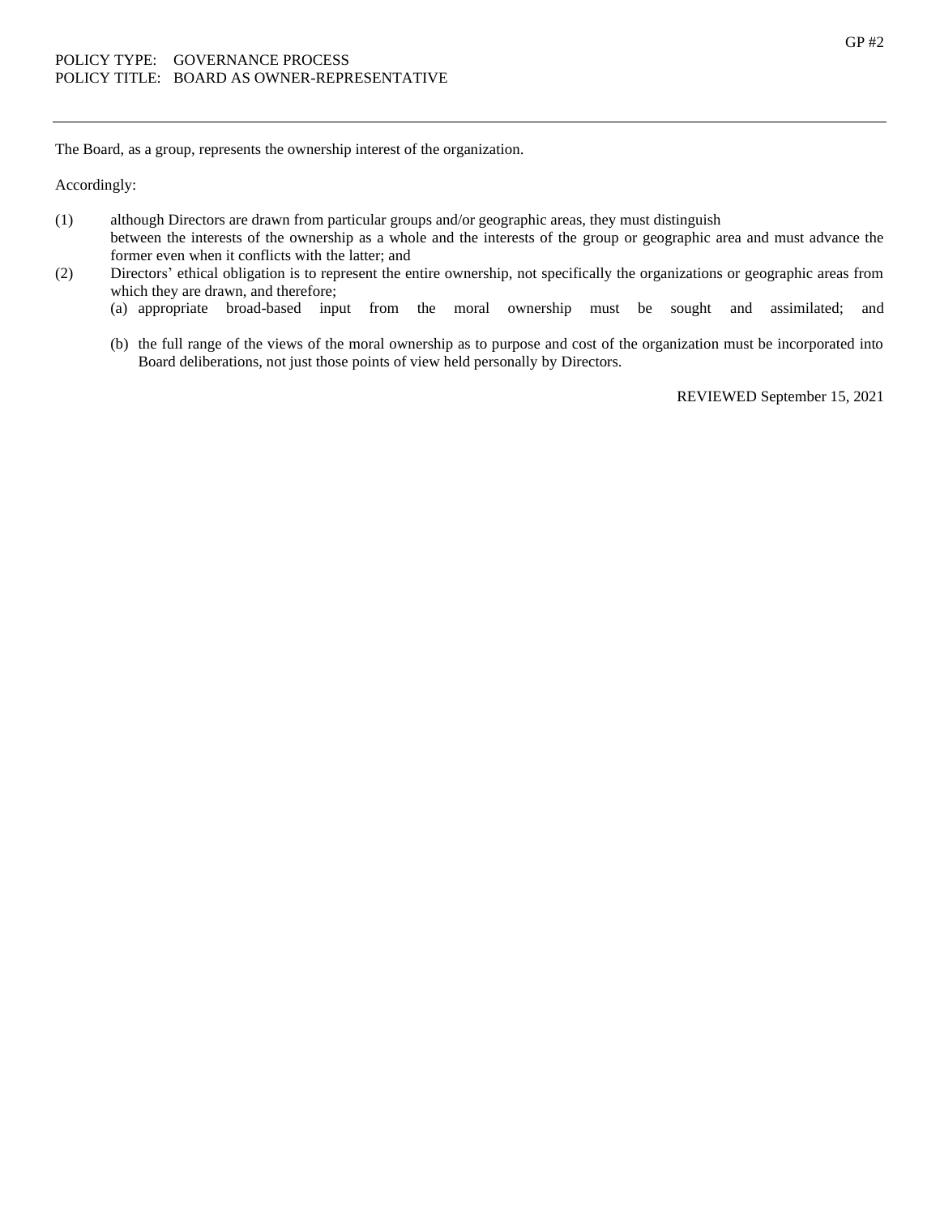POLICY TYPE: GOVERNANCE PROCESS
POLICY TITLE: BOARD AS OWNER-REPRESENTATIVE

---

The Board, as a group, represents the ownership interest of the organization.

Accordingly:

(1) although Directors are drawn from particular groups and/or geographic areas, they must distinguish between the interests of the ownership as a whole and the interests of the group or geographic area and must advance the former even when it conflicts with the latter; and

(2) Directors' ethical obligation is to represent the entire ownership, not specifically the organizations or geographic areas from which they are drawn, and therefore;

   (a) appropriate broad-based input from the moral ownership must be sought and assimilated; and

   (b) the full range of the views of the moral ownership as to purpose and cost of the organization must be incorporated into Board deliberations, not just those points of view held personally by Directors.

REVIEWED September 15, 2021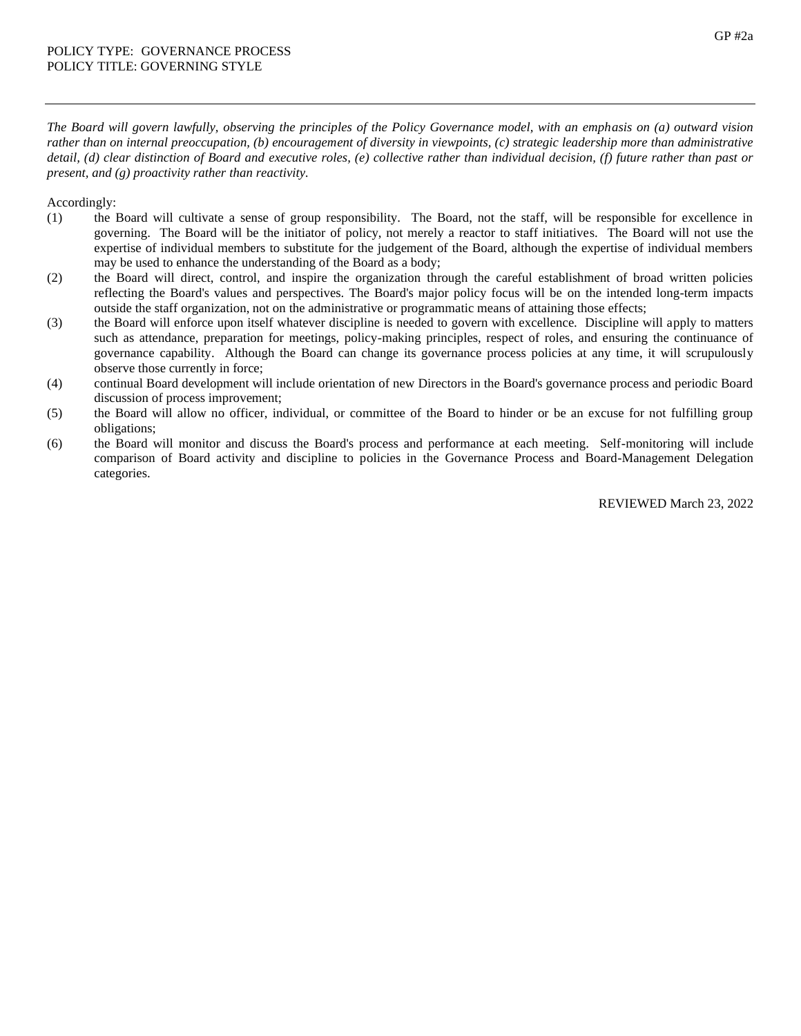GP #2a

POLICY TYPE: GOVERNANCE PROCESS
POLICY TITLE: GOVERNING STYLE

---

*The Board will govern lawfully, observing the principles of the Policy Governance model, with an emphasis on (a) outward vision rather than on internal preoccupation, (b) encouragement of diversity in viewpoints, (c) strategic leadership more than administrative detail, (d) clear distinction of Board and executive roles, (e) collective rather than individual decision, (f) future rather than past or present, and (g) proactivity rather than reactivity.*

Accordingly:

(1) the Board will cultivate a sense of group responsibility. The Board, not the staff, will be responsible for excellence in governing. The Board will be the initiator of policy, not merely a reactor to staff initiatives. The Board will not use the expertise of individual members to substitute for the judgement of the Board, although the expertise of individual members may be used to enhance the understanding of the Board as a body;

(2) the Board will direct, control, and inspire the organization through the careful establishment of broad written policies reflecting the Board's values and perspectives. The Board's major policy focus will be on the intended long-term impacts outside the staff organization, not on the administrative or programmatic means of attaining those effects;

(3) the Board will enforce upon itself whatever discipline is needed to govern with excellence. Discipline will apply to matters such as attendance, preparation for meetings, policy-making principles, respect of roles, and ensuring the continuance of governance capability. Although the Board can change its governance process policies at any time, it will scrupulously observe those currently in force;

(4) continual Board development will include orientation of new Directors in the Board's governance process and periodic Board discussion of process improvement;

(5) the Board will allow no officer, individual, or committee of the Board to hinder or be an excuse for not fulfilling group obligations;

(6) the Board will monitor and discuss the Board's process and performance at each meeting. Self-monitoring will include comparison of Board activity and discipline to policies in the Governance Process and Board-Management Delegation categories.

REVIEWED March 23, 2022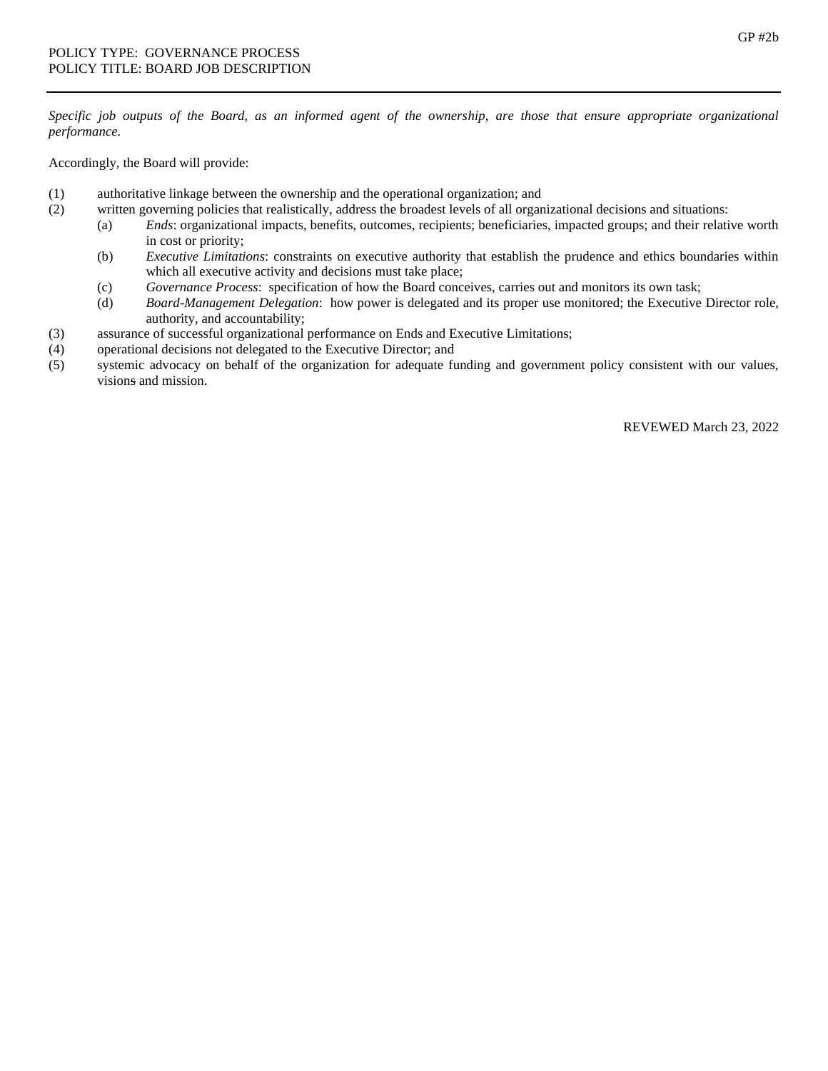GP #2b

POLICY TYPE: GOVERNANCE PROCESS
POLICY TITLE: BOARD JOB DESCRIPTION

---

*Specific job outputs of the Board, as an informed agent of the ownership, are those that ensure appropriate organizational performance.*

Accordingly, the Board will provide:

(1) authoritative linkage between the ownership and the operational organization; and

(2) written governing policies that realistically, address the broadest levels of all organizational decisions and situations:

   (a) *Ends*: organizational impacts, benefits, outcomes, recipients; beneficiaries, impacted groups; and their relative worth in cost or priority;

   (b) *Executive Limitations*: constraints on executive authority that establish the prudence and ethics boundaries within which all executive activity and decisions must take place;

   (c) *Governance Process*: specification of how the Board conceives, carries out and monitors its own task;

   (d) *Board-Management Delegation*: how power is delegated and its proper use monitored; the Executive Director role, authority, and accountability;

(3) assurance of successful organizational performance on Ends and Executive Limitations;

(4) operational decisions not delegated to the Executive Director; and

(5) systemic advocacy on behalf of the organization for adequate funding and government policy consistent with our values, visions and mission.

REVEWED March 23, 2022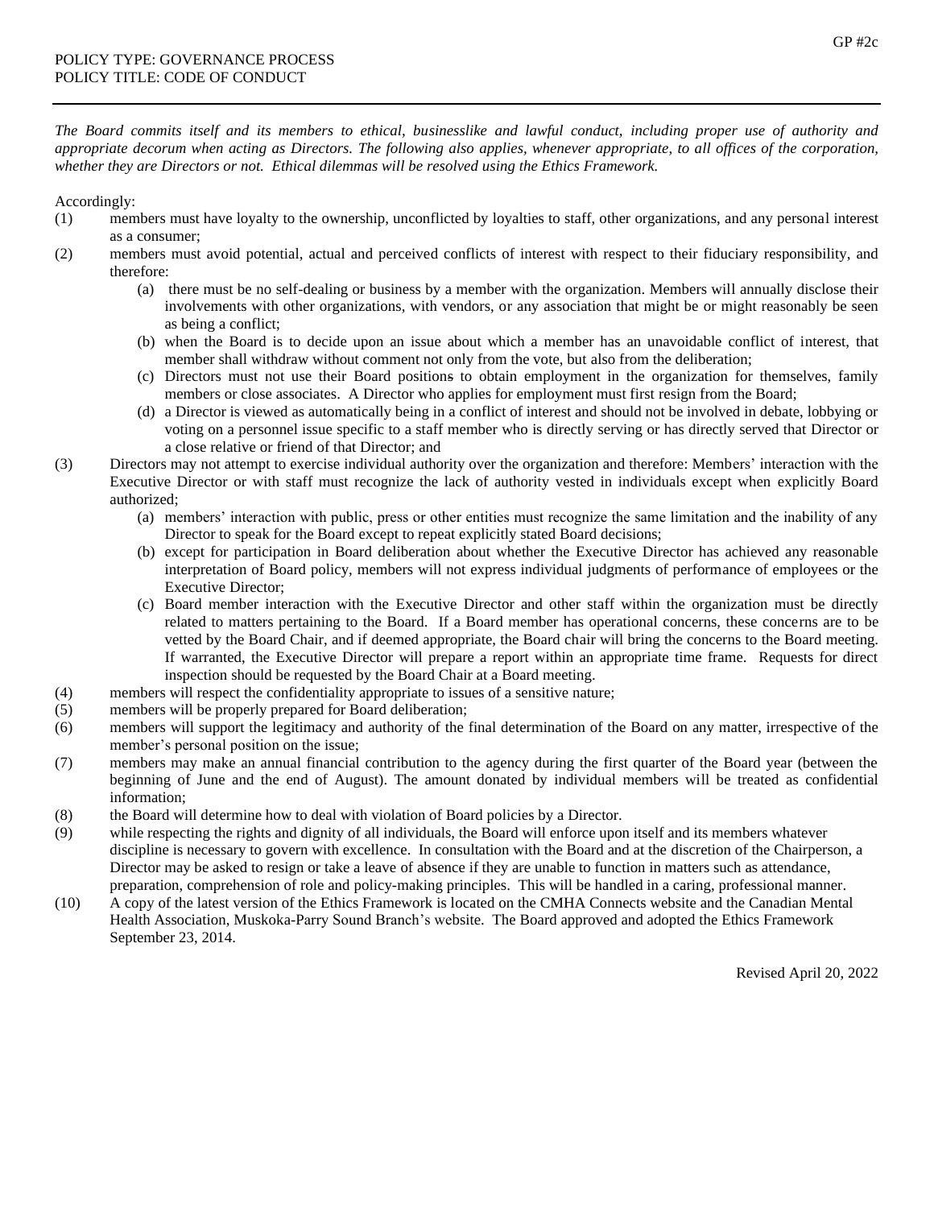GP #2c

POLICY TYPE: GOVERNANCE PROCESS
POLICY TITLE: CODE OF CONDUCT

---

*The Board commits itself and its members to ethical, businesslike and lawful conduct, including proper use of authority and appropriate decorum when acting as Directors. The following also applies, whenever appropriate, to all offices of the corporation, whether they are Directors or not. Ethical dilemmas will be resolved using the Ethics Framework.*

Accordingly:

(1) members must have loyalty to the ownership, unconflicted by loyalties to staff, other organizations, and any personal interest as a consumer;

(2) members must avoid potential, actual and perceived conflicts of interest with respect to their fiduciary responsibility, and therefore:

   (a) there must be no self-dealing or business by a member with the organization. Members will annually disclose their involvements with other organizations, with vendors, or any association that might be or might reasonably be seen as being a conflict;

   (b) when the Board is to decide upon an issue about which a member has an unavoidable conflict of interest, that member shall withdraw without comment not only from the vote, but also from the deliberation;

   (c) Directors must not use their Board positions to obtain employment in the organization for themselves, family members or close associates. A Director who applies for employment must first resign from the Board;

   (d) a Director is viewed as automatically being in a conflict of interest and should not be involved in debate, lobbying or voting on a personnel issue specific to a staff member who is directly serving or has directly served that Director or a close relative or friend of that Director; and

(3) Directors may not attempt to exercise individual authority over the organization and therefore: Members' interaction with the Executive Director or with staff must recognize the lack of authority vested in individuals except when explicitly Board authorized;

   (a) members' interaction with public, press or other entities must recognize the same limitation and the inability of any Director to speak for the Board except to repeat explicitly stated Board decisions;

   (b) except for participation in Board deliberation about whether the Executive Director has achieved any reasonable interpretation of Board policy, members will not express individual judgments of performance of employees or the Executive Director;

   (c) Board member interaction with the Executive Director and other staff within the organization must be directly related to matters pertaining to the Board. If a Board member has operational concerns, these concerns are to be vetted by the Board Chair, and if deemed appropriate, the Board chair will bring the concerns to the Board meeting. If warranted, the Executive Director will prepare a report within an appropriate time frame. Requests for direct inspection should be requested by the Board Chair at a Board meeting.

(4) members will respect the confidentiality appropriate to issues of a sensitive nature;

(5) members will be properly prepared for Board deliberation;

(6) members will support the legitimacy and authority of the final determination of the Board on any matter, irrespective of the member's personal position on the issue;

(7) members may make an annual financial contribution to the agency during the first quarter of the Board year (between the beginning of June and the end of August). The amount donated by individual members will be treated as confidential information;

(8) the Board will determine how to deal with violation of Board policies by a Director.

(9) while respecting the rights and dignity of all individuals, the Board will enforce upon itself and its members whatever discipline is necessary to govern with excellence. In consultation with the Board and at the discretion of the Chairperson, a Director may be asked to resign or take a leave of absence if they are unable to function in matters such as attendance, preparation, comprehension of role and policy-making principles. This will be handled in a caring, professional manner.

(10) A copy of the latest version of the Ethics Framework is located on the CMHA Connects website and the Canadian Mental Health Association, Muskoka-Parry Sound Branch's website. The Board approved and adopted the Ethics Framework September 23, 2014.

Revised April 20, 2022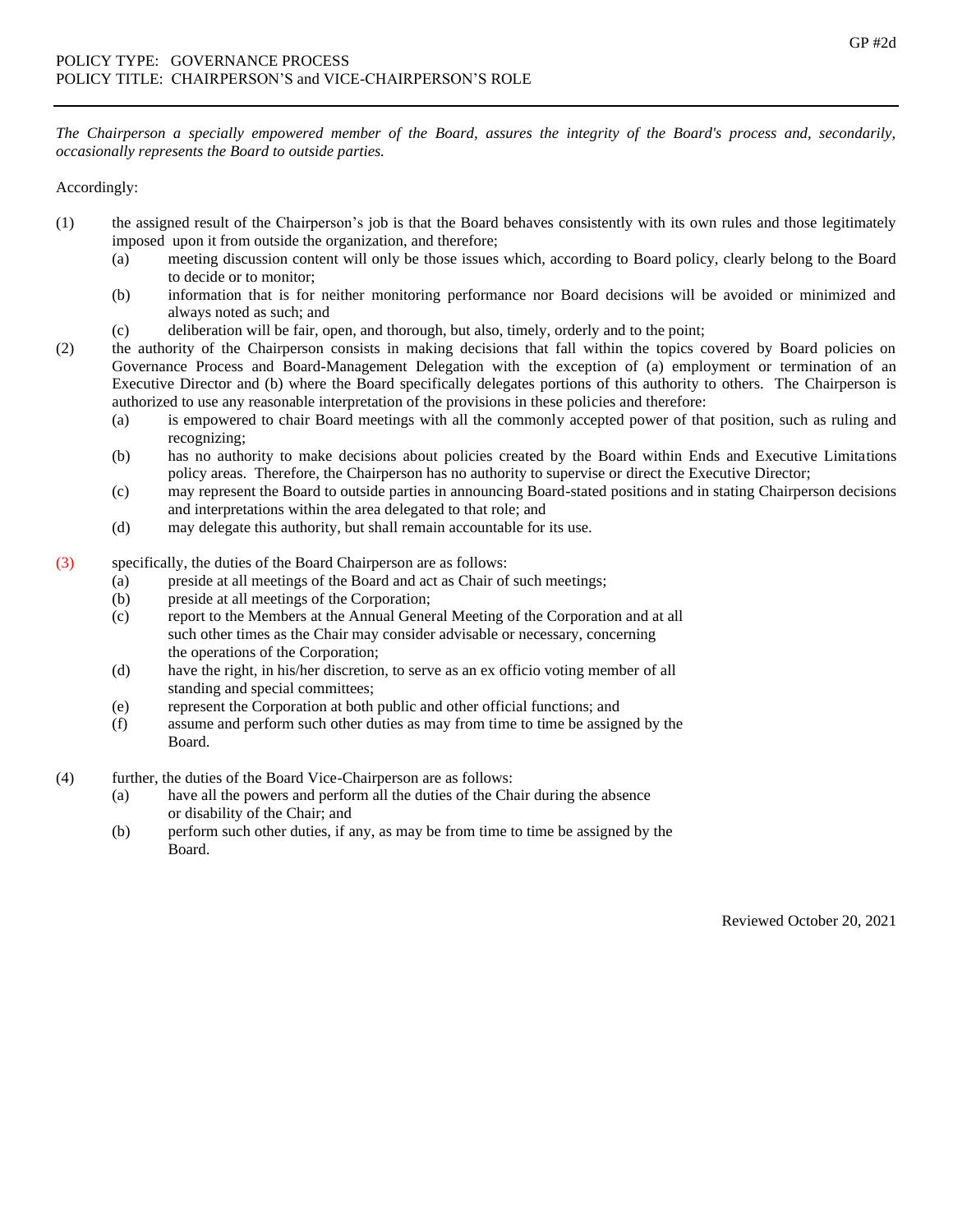GP #2d

POLICY TYPE: GOVERNANCE PROCESS
POLICY TITLE: CHAIRPERSON'S and VICE-CHAIRPERSON'S ROLE

---

*The Chairperson a specially empowered member of the Board, assures the integrity of the Board's process and, secondarily, occasionally represents the Board to outside parties.*

Accordingly:

(1) the assigned result of the Chairperson's job is that the Board behaves consistently with its own rules and those legitimately imposed upon it from outside the organization, and therefore;

   (a) meeting discussion content will only be those issues which, according to Board policy, clearly belong to the Board to decide or to monitor;

   (b) information that is for neither monitoring performance nor Board decisions will be avoided or minimized and always noted as such; and

   (c) deliberation will be fair, open, and thorough, but also, timely, orderly and to the point;

(2) the authority of the Chairperson consists in making decisions that fall within the topics covered by Board policies on Governance Process and Board-Management Delegation with the exception of (a) employment or termination of an Executive Director and (b) where the Board specifically delegates portions of this authority to others. The Chairperson is authorized to use any reasonable interpretation of the provisions in these policies and therefore:

   (a) is empowered to chair Board meetings with all the commonly accepted power of that position, such as ruling and recognizing;

   (b) has no authority to make decisions about policies created by the Board within Ends and Executive Limitations policy areas. Therefore, the Chairperson has no authority to supervise or direct the Executive Director;

   (c) may represent the Board to outside parties in announcing Board-stated positions and in stating Chairperson decisions and interpretations within the area delegated to that role; and

   (d) may delegate this authority, but shall remain accountable for its use.

(3) specifically, the duties of the Board Chairperson are as follows:

   (a) preside at all meetings of the Board and act as Chair of such meetings;

   (b) preside at all meetings of the Corporation;

   (c) report to the Members at the Annual General Meeting of the Corporation and at all such other times as the Chair may consider advisable or necessary, concerning the operations of the Corporation;

   (d) have the right, in his/her discretion, to serve as an ex officio voting member of all standing and special committees;

   (e) represent the Corporation at both public and other official functions; and

   (f) assume and perform such other duties as may from time to time be assigned by the Board.

(4) further, the duties of the Board Vice-Chairperson are as follows:

   (a) have all the powers and perform all the duties of the Chair during the absence or disability of the Chair; and

   (b) perform such other duties, if any, as may be from time to time be assigned by the Board.

Reviewed October 20, 2021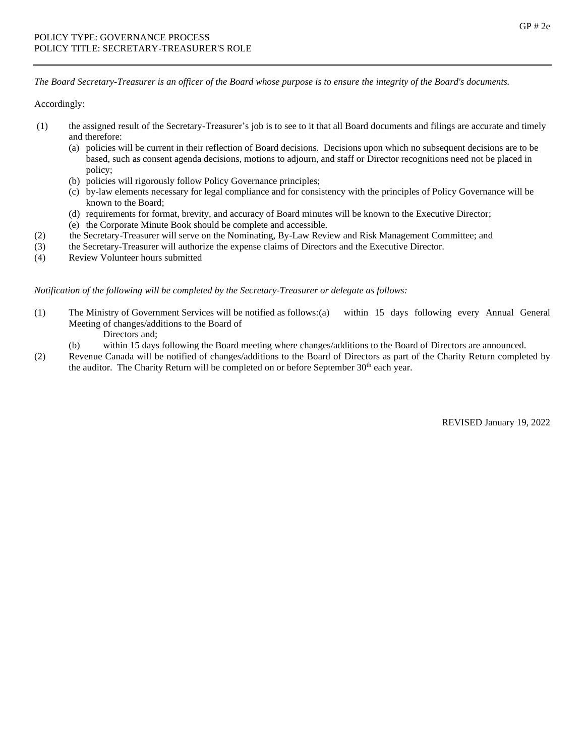GP # 2e

POLICY TYPE: GOVERNANCE PROCESS
POLICY TITLE: SECRETARY-TREASURER'S ROLE

---

*The Board Secretary-Treasurer is an officer of the Board whose purpose is to ensure the integrity of the Board's documents.*

Accordingly:

(1) the assigned result of the Secretary-Treasurer's job is to see to it that all Board documents and filings are accurate and timely and therefore:
    (a) policies will be current in their reflection of Board decisions. Decisions upon which no subsequent decisions are to be based, such as consent agenda decisions, motions to adjourn, and staff or Director recognitions need not be placed in policy;
    (b) policies will rigorously follow Policy Governance principles;
    (c) by-law elements necessary for legal compliance and for consistency with the principles of Policy Governance will be known to the Board;
    (d) requirements for format, brevity, and accuracy of Board minutes will be known to the Executive Director;
    (e) the Corporate Minute Book should be complete and accessible.

(2) the Secretary-Treasurer will serve on the Nominating, By-Law Review and Risk Management Committee; and

(3) the Secretary-Treasurer will authorize the expense claims of Directors and the Executive Director.

(4) Review Volunteer hours submitted

*Notification of the following will be completed by the Secretary-Treasurer or delegate as follows:*

(1) The Ministry of Government Services will be notified as follows:
    (a) within 15 days following every Annual General Meeting of changes/additions to the Board of Directors and;
    (b) within 15 days following the Board meeting where changes/additions to the Board of Directors are announced.

(2) Revenue Canada will be notified of changes/additions to the Board of Directors as part of the Charity Return completed by the auditor. The Charity Return will be completed on or before September 30th each year.

REVISED January 19, 2022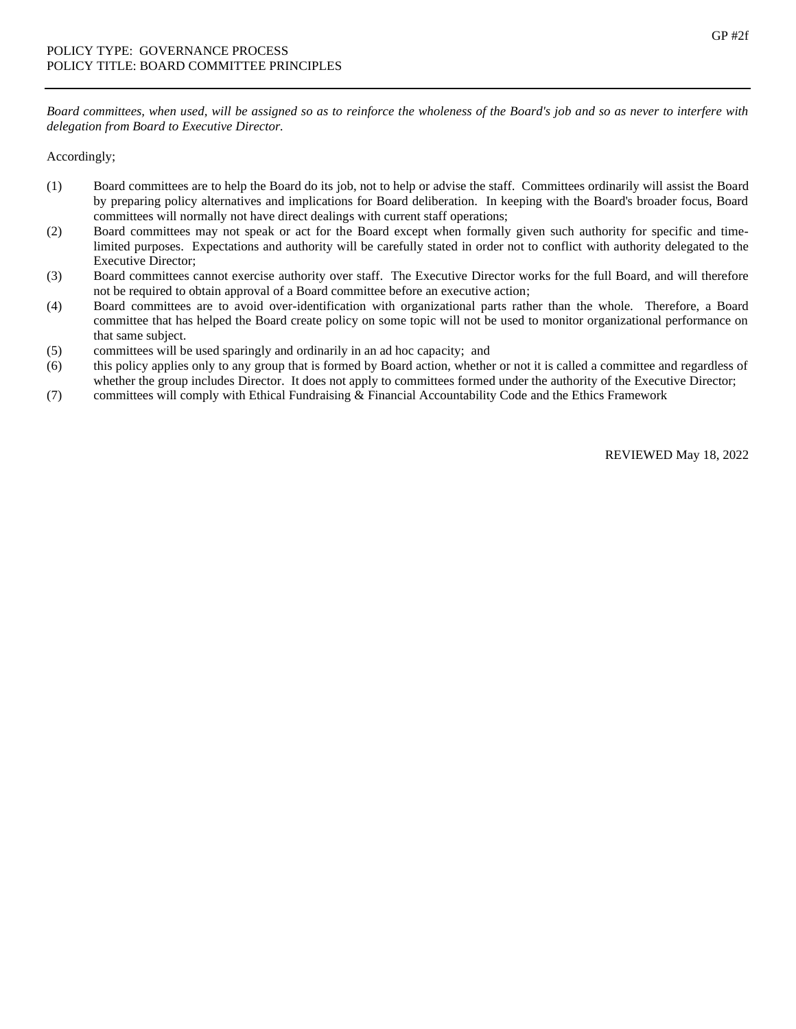POLICY TYPE: GOVERNANCE PROCESS
POLICY TITLE: BOARD COMMITTEE PRINCIPLES

GP #2f

---

*Board committees, when used, will be assigned so as to reinforce the wholeness of the Board's job and so as never to interfere with delegation from Board to Executive Director.*

Accordingly;

(1) Board committees are to help the Board do its job, not to help or advise the staff. Committees ordinarily will assist the Board by preparing policy alternatives and implications for Board deliberation. In keeping with the Board's broader focus, Board committees will normally not have direct dealings with current staff operations;

(2) Board committees may not speak or act for the Board except when formally given such authority for specific and time-limited purposes. Expectations and authority will be carefully stated in order not to conflict with authority delegated to the Executive Director;

(3) Board committees cannot exercise authority over staff. The Executive Director works for the full Board, and will therefore not be required to obtain approval of a Board committee before an executive action;

(4) Board committees are to avoid over-identification with organizational parts rather than the whole. Therefore, a Board committee that has helped the Board create policy on some topic will not be used to monitor organizational performance on that same subject.

(5) committees will be used sparingly and ordinarily in an ad hoc capacity; and

(6) this policy applies only to any group that is formed by Board action, whether or not it is called a committee and regardless of whether the group includes Director. It does not apply to committees formed under the authority of the Executive Director;

(7) committees will comply with Ethical Fundraising & Financial Accountability Code and the Ethics Framework

REVIEWED May 18, 2022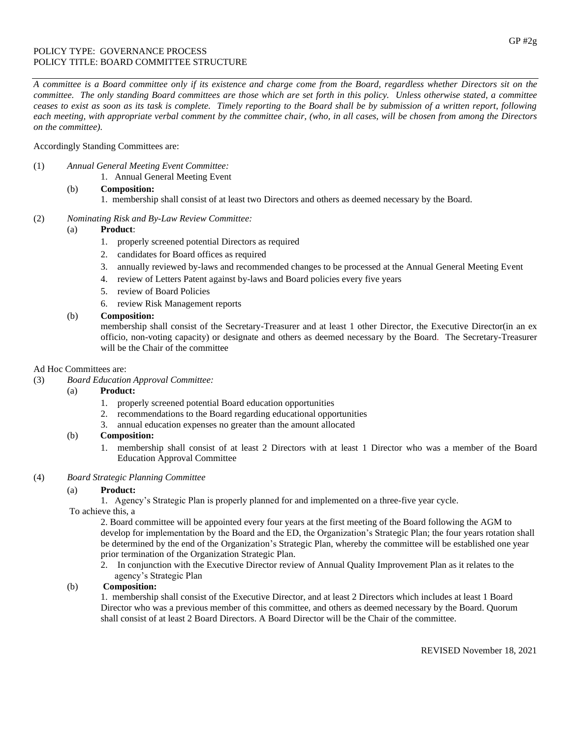POLICY TYPE: GOVERNANCE PROCESS
POLICY TITLE: BOARD COMMITTEE STRUCTURE

GP #2g

---

*A committee is a Board committee only if its existence and charge come from the Board, regardless whether Directors sit on the committee. The only standing Board committees are those which are set forth in this policy. Unless otherwise stated, a committee ceases to exist as soon as its task is complete. Timely reporting to the Board shall be by submission of a written report, following each meeting, with appropriate verbal comment by the committee chair, (who, in all cases, will be chosen from among the Directors on the committee).*

Accordingly Standing Committees are:

(1) *Annual General Meeting Event Committee:*

1. Annual General Meeting Event

(b) **Composition:**

1. membership shall consist of at least two Directors and others as deemed necessary by the Board.

(2) *Nominating Risk and By-Law Review Committee:*

(a) **Product**:

1. properly screened potential Directors as required
2. candidates for Board offices as required
3. annually reviewed by-laws and recommended changes to be processed at the Annual General Meeting Event
4. review of Letters Patent against by-laws and Board policies every five years
5. review of Board Policies
6. review Risk Management reports

(b) **Composition:**

membership shall consist of the Secretary-Treasurer and at least 1 other Director, the Executive Director(in an ex officio, non-voting capacity) or designate and others as deemed necessary by the Board. The Secretary-Treasurer will be the Chair of the committee

Ad Hoc Committees are:

(3) *Board Education Approval Committee:*

(a) **Product:**

1. properly screened potential Board education opportunities
2. recommendations to the Board regarding educational opportunities
3. annual education expenses no greater than the amount allocated

(b) **Composition:**

1. membership shall consist of at least 2 Directors with at least 1 Director who was a member of the Board Education Approval Committee

(4) *Board Strategic Planning Committee*

(a) **Product:**

1. Agency's Strategic Plan is properly planned for and implemented on a three-five year cycle.

To achieve this, a

2. Board committee will be appointed every four years at the first meeting of the Board following the AGM to develop for implementation by the Board and the ED, the Organization's Strategic Plan; the four years rotation shall be determined by the end of the Organization's Strategic Plan, whereby the committee will be established one year prior termination of the Organization Strategic Plan.

2. In conjunction with the Executive Director review of Annual Quality Improvement Plan as it relates to the agency's Strategic Plan

(b) **Composition:**

1. membership shall consist of the Executive Director, and at least 2 Directors which includes at least 1 Board Director who was a previous member of this committee, and others as deemed necessary by the Board. Quorum shall consist of at least 2 Board Directors. A Board Director will be the Chair of the committee.

REVISED November 18, 2021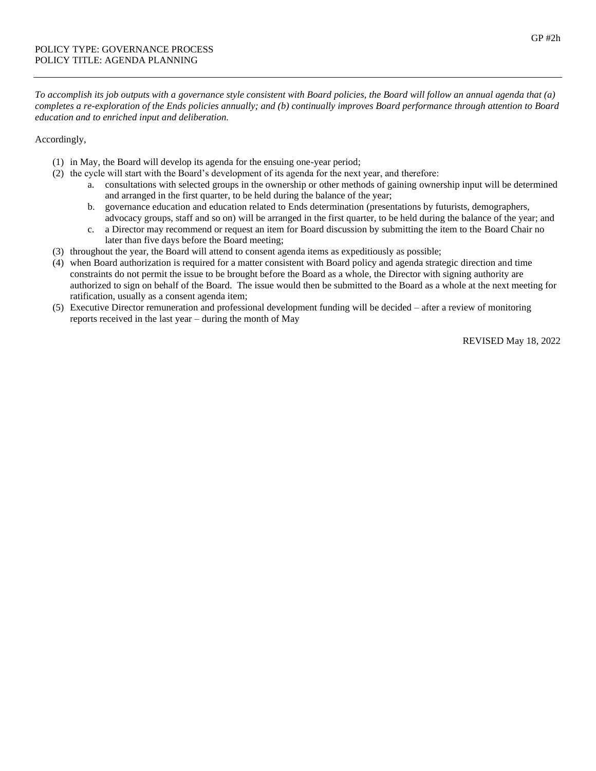GP #2h

POLICY TYPE: GOVERNANCE PROCESS
POLICY TITLE: AGENDA PLANNING

---

*To accomplish its job outputs with a governance style consistent with Board policies, the Board will follow an annual agenda that (a) completes a re-exploration of the Ends policies annually; and (b) continually improves Board performance through attention to Board education and to enriched input and deliberation.*

Accordingly,

(1) in May, the Board will develop its agenda for the ensuing one-year period;
(2) the cycle will start with the Board's development of its agenda for the next year, and therefore:
   a. consultations with selected groups in the ownership or other methods of gaining ownership input will be determined and arranged in the first quarter, to be held during the balance of the year;
   b. governance education and education related to Ends determination (presentations by futurists, demographers, advocacy groups, staff and so on) will be arranged in the first quarter, to be held during the balance of the year; and
   c. a Director may recommend or request an item for Board discussion by submitting the item to the Board Chair no later than five days before the Board meeting;
(3) throughout the year, the Board will attend to consent agenda items as expeditiously as possible;
(4) when Board authorization is required for a matter consistent with Board policy and agenda strategic direction and time constraints do not permit the issue to be brought before the Board as a whole, the Director with signing authority are authorized to sign on behalf of the Board. The issue would then be submitted to the Board as a whole at the next meeting for ratification, usually as a consent agenda item;
(5) Executive Director remuneration and professional development funding will be decided – after a review of monitoring reports received in the last year – during the month of May

REVISED May 18, 2022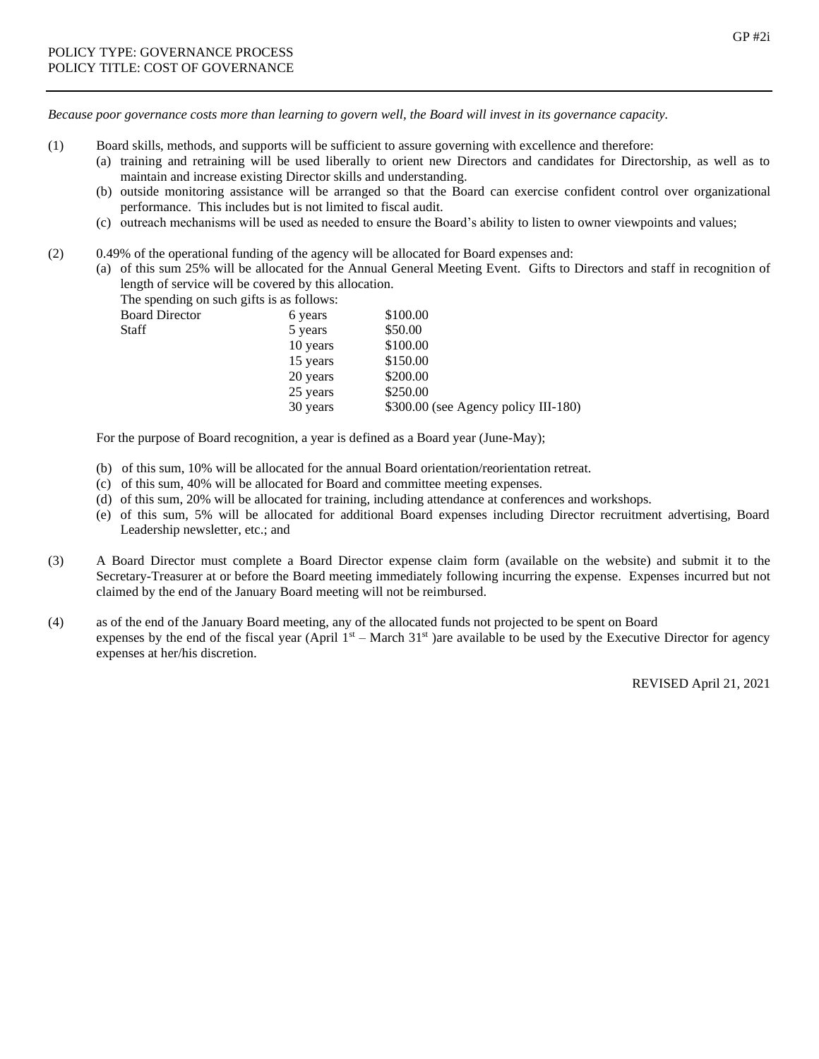POLICY TYPE: GOVERNANCE PROCESS
POLICY TITLE: COST OF GOVERNANCE

GP #2i

---

*Because poor governance costs more than learning to govern well, the Board will invest in its governance capacity.*

(1) Board skills, methods, and supports will be sufficient to assure governing with excellence and therefore:
   - (a) training and retraining will be used liberally to orient new Directors and candidates for Directorship, as well as to maintain and increase existing Director skills and understanding.
   - (b) outside monitoring assistance will be arranged so that the Board can exercise confident control over organizational performance. This includes but is not limited to fiscal audit.
   - (c) outreach mechanisms will be used as needed to ensure the Board's ability to listen to owner viewpoints and values;

(2) 0.49% of the operational funding of the agency will be allocated for Board expenses and:
   - (a) of this sum 25% will be allocated for the Annual General Meeting Event. Gifts to Directors and staff in recognition of length of service will be covered by this allocation.
     The spending on such gifts is as follows:

| | | |
|---|---|---|
| Board Director | 6 years | \$100.00 |
| Staff | 5 years | \$50.00 |
| | 10 years | \$100.00 |
| | 15 years | \$150.00 |
| | 20 years | \$200.00 |
| | 25 years | \$250.00 |
| | 30 years | \$300.00 (see Agency policy III-180) |

   For the purpose of Board recognition, a year is defined as a Board year (June-May);

   - (b) of this sum, 10% will be allocated for the annual Board orientation/reorientation retreat.
   - (c) of this sum, 40% will be allocated for Board and committee meeting expenses.
   - (d) of this sum, 20% will be allocated for training, including attendance at conferences and workshops.
   - (e) of this sum, 5% will be allocated for additional Board expenses including Director recruitment advertising, Board Leadership newsletter, etc.; and

(3) A Board Director must complete a Board Director expense claim form (available on the website) and submit it to the Secretary-Treasurer at or before the Board meeting immediately following incurring the expense. Expenses incurred but not claimed by the end of the January Board meeting will not be reimbursed.

(4) as of the end of the January Board meeting, any of the allocated funds not projected to be spent on Board expenses by the end of the fiscal year (April 1st – March 31st )are available to be used by the Executive Director for agency expenses at her/his discretion.

REVISED April 21, 2021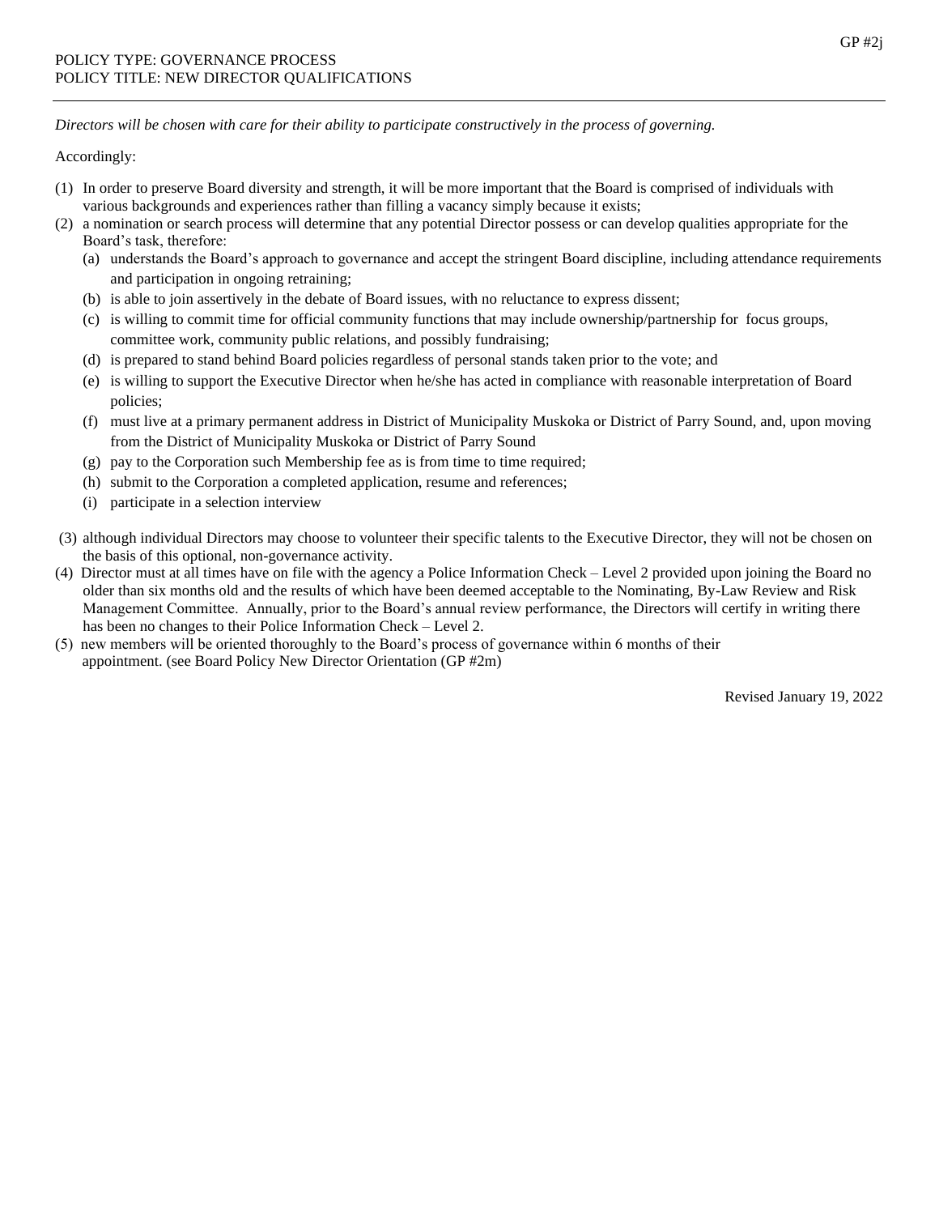GP #2j

POLICY TYPE: GOVERNANCE PROCESS
POLICY TITLE: NEW DIRECTOR QUALIFICATIONS

---

*Directors will be chosen with care for their ability to participate constructively in the process of governing.*

Accordingly:

(1) In order to preserve Board diversity and strength, it will be more important that the Board is comprised of individuals with various backgrounds and experiences rather than filling a vacancy simply because it exists;

(2) a nomination or search process will determine that any potential Director possess or can develop qualities appropriate for the Board's task, therefore:

  (a) understands the Board's approach to governance and accept the stringent Board discipline, including attendance requirements and participation in ongoing retraining;

  (b) is able to join assertively in the debate of Board issues, with no reluctance to express dissent;

  (c) is willing to commit time for official community functions that may include ownership/partnership for focus groups, committee work, community public relations, and possibly fundraising;

  (d) is prepared to stand behind Board policies regardless of personal stands taken prior to the vote; and

  (e) is willing to support the Executive Director when he/she has acted in compliance with reasonable interpretation of Board policies;

  (f) must live at a primary permanent address in District of Municipality Muskoka or District of Parry Sound, and, upon moving from the District of Municipality Muskoka or District of Parry Sound

  (g) pay to the Corporation such Membership fee as is from time to time required;

  (h) submit to the Corporation a completed application, resume and references;

  (i) participate in a selection interview

(3) although individual Directors may choose to volunteer their specific talents to the Executive Director, they will not be chosen on the basis of this optional, non-governance activity.

(4) Director must at all times have on file with the agency a Police Information Check – Level 2 provided upon joining the Board no older than six months old and the results of which have been deemed acceptable to the Nominating, By-Law Review and Risk Management Committee. Annually, prior to the Board's annual review performance, the Directors will certify in writing there has been no changes to their Police Information Check – Level 2.

(5) new members will be oriented thoroughly to the Board's process of governance within 6 months of their appointment. (see Board Policy New Director Orientation (GP #2m)

Revised January 19, 2022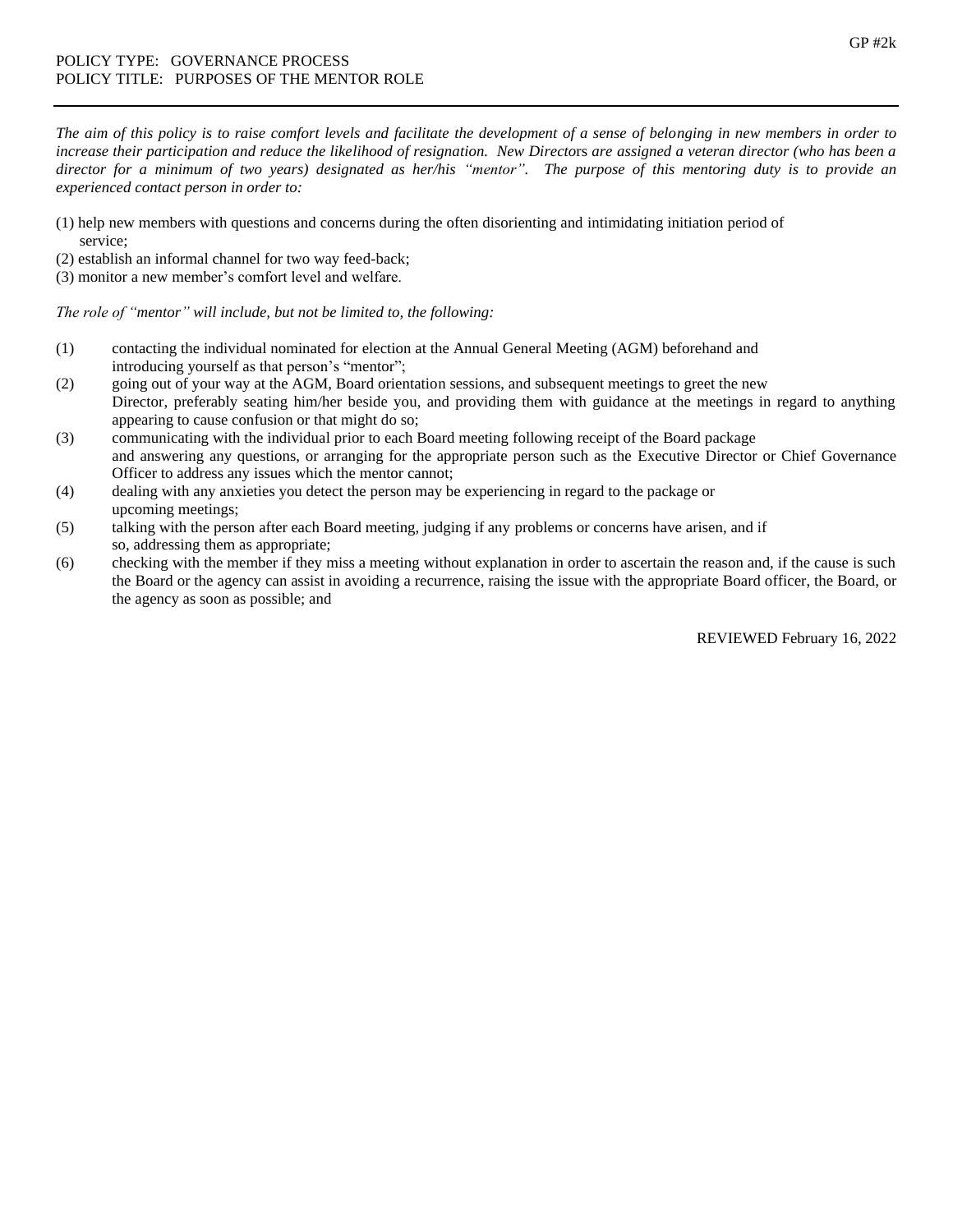GP #2k

POLICY TYPE: GOVERNANCE PROCESS
POLICY TITLE: PURPOSES OF THE MENTOR ROLE

---

*The aim of this policy is to raise comfort levels and facilitate the development of a sense of belonging in new members in order to increase their participation and reduce the likelihood of resignation. New Directo*rs *are assigned a veteran director (who has been a director for a minimum of two years) designated as her/his "mentor". The purpose of this mentoring duty is to provide an experienced contact person in order to:*

(1) help new members with questions and concerns during the often disorienting and intimidating initiation period of service;
(2) establish an informal channel for two way feed-back;
(3) monitor a new member's comfort level and welfare.

*The role of "mentor" will include, but not be limited to, the following:*

(1) contacting the individual nominated for election at the Annual General Meeting (AGM) beforehand and introducing yourself as that person's "mentor";
(2) going out of your way at the AGM, Board orientation sessions, and subsequent meetings to greet the new Director, preferably seating him/her beside you, and providing them with guidance at the meetings in regard to anything appearing to cause confusion or that might do so;
(3) communicating with the individual prior to each Board meeting following receipt of the Board package and answering any questions, or arranging for the appropriate person such as the Executive Director or Chief Governance Officer to address any issues which the mentor cannot;
(4) dealing with any anxieties you detect the person may be experiencing in regard to the package or upcoming meetings;
(5) talking with the person after each Board meeting, judging if any problems or concerns have arisen, and if so, addressing them as appropriate;
(6) checking with the member if they miss a meeting without explanation in order to ascertain the reason and, if the cause is such the Board or the agency can assist in avoiding a recurrence, raising the issue with the appropriate Board officer, the Board, or the agency as soon as possible; and

REVIEWED February 16, 2022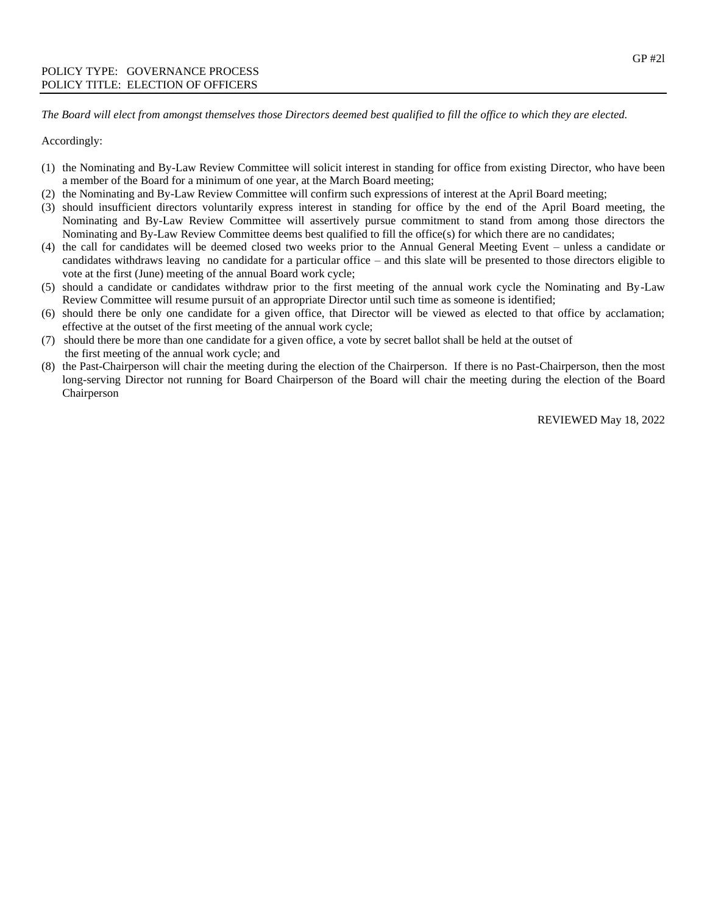POLICY TYPE: GOVERNANCE PROCESS
POLICY TITLE: ELECTION OF OFFICERS

*The Board will elect from amongst themselves those Directors deemed best qualified to fill the office to which they are elected.*

Accordingly:

(1) the Nominating and By-Law Review Committee will solicit interest in standing for office from existing Director, who have been a member of the Board for a minimum of one year, at the March Board meeting;
(2) the Nominating and By-Law Review Committee will confirm such expressions of interest at the April Board meeting;
(3) should insufficient directors voluntarily express interest in standing for office by the end of the April Board meeting, the Nominating and By-Law Review Committee will assertively pursue commitment to stand from among those directors the Nominating and By-Law Review Committee deems best qualified to fill the office(s) for which there are no candidates;
(4) the call for candidates will be deemed closed two weeks prior to the Annual General Meeting Event – unless a candidate or candidates withdraws leaving no candidate for a particular office – and this slate will be presented to those directors eligible to vote at the first (June) meeting of the annual Board work cycle;
(5) should a candidate or candidates withdraw prior to the first meeting of the annual work cycle the Nominating and By-Law Review Committee will resume pursuit of an appropriate Director until such time as someone is identified;
(6) should there be only one candidate for a given office, that Director will be viewed as elected to that office by acclamation; effective at the outset of the first meeting of the annual work cycle;
(7) should there be more than one candidate for a given office, a vote by secret ballot shall be held at the outset of the first meeting of the annual work cycle; and
(8) the Past-Chairperson will chair the meeting during the election of the Chairperson. If there is no Past-Chairperson, then the most long-serving Director not running for Board Chairperson of the Board will chair the meeting during the election of the Board Chairperson

REVIEWED May 18, 2022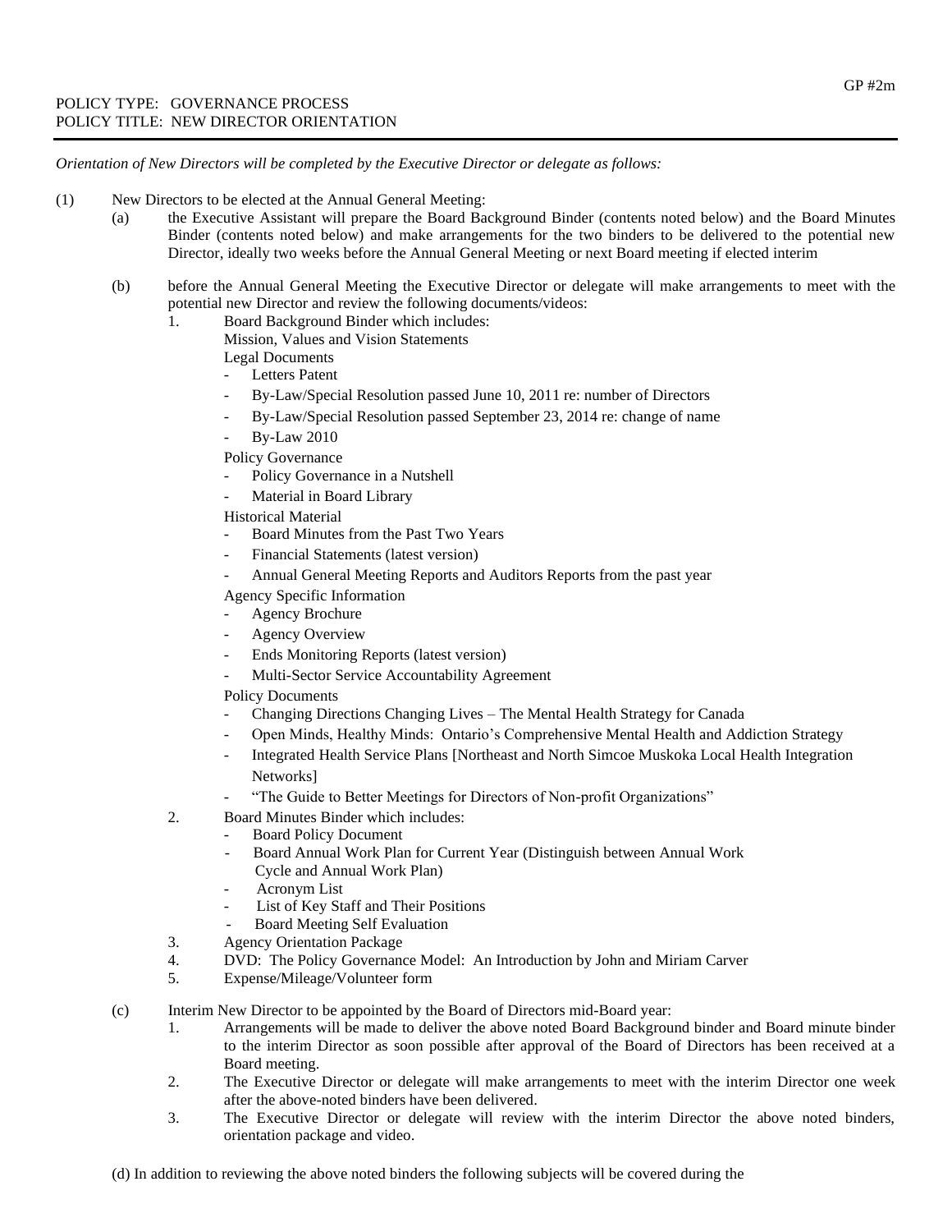GP #2m

POLICY TYPE: GOVERNANCE PROCESS
POLICY TITLE: NEW DIRECTOR ORIENTATION

---

*Orientation of New Directors will be completed by the Executive Director or delegate as follows:*

(1) New Directors to be elected at the Annual General Meeting:

   (a) the Executive Assistant will prepare the Board Background Binder (contents noted below) and the Board Minutes Binder (contents noted below) and make arrangements for the two binders to be delivered to the potential new Director, ideally two weeks before the Annual General Meeting or next Board meeting if elected interim

   (b) before the Annual General Meeting the Executive Director or delegate will make arrangements to meet with the potential new Director and review the following documents/videos:

      1. Board Background Binder which includes:
         Mission, Values and Vision Statements
         Legal Documents
         - Letters Patent
         - By-Law/Special Resolution passed June 10, 2011 re: number of Directors
         - By-Law/Special Resolution passed September 23, 2014 re: change of name
         - By-Law 2010

         Policy Governance
         - Policy Governance in a Nutshell
         - Material in Board Library

         Historical Material
         - Board Minutes from the Past Two Years
         - Financial Statements (latest version)
         - Annual General Meeting Reports and Auditors Reports from the past year

         Agency Specific Information
         - Agency Brochure
         - Agency Overview
         - Ends Monitoring Reports (latest version)
         - Multi-Sector Service Accountability Agreement

         Policy Documents
         - Changing Directions Changing Lives – The Mental Health Strategy for Canada
         - Open Minds, Healthy Minds: Ontario's Comprehensive Mental Health and Addiction Strategy
         - Integrated Health Service Plans [Northeast and North Simcoe Muskoka Local Health Integration Networks]
         - "The Guide to Better Meetings for Directors of Non-profit Organizations"

      2. Board Minutes Binder which includes:
         - Board Policy Document
         - Board Annual Work Plan for Current Year (Distinguish between Annual Work Cycle and Annual Work Plan)
         - Acronym List
         - List of Key Staff and Their Positions
         - Board Meeting Self Evaluation

      3. Agency Orientation Package

      4. DVD: The Policy Governance Model: An Introduction by John and Miriam Carver

      5. Expense/Mileage/Volunteer form

   (c) Interim New Director to be appointed by the Board of Directors mid-Board year:

      1. Arrangements will be made to deliver the above noted Board Background binder and Board minute binder to the interim Director as soon possible after approval of the Board of Directors has been received at a Board meeting.

      2. The Executive Director or delegate will make arrangements to meet with the interim Director one week after the above-noted binders have been delivered.

      3. The Executive Director or delegate will review with the interim Director the above noted binders, orientation package and video.

   (d) In addition to reviewing the above noted binders the following subjects will be covered during the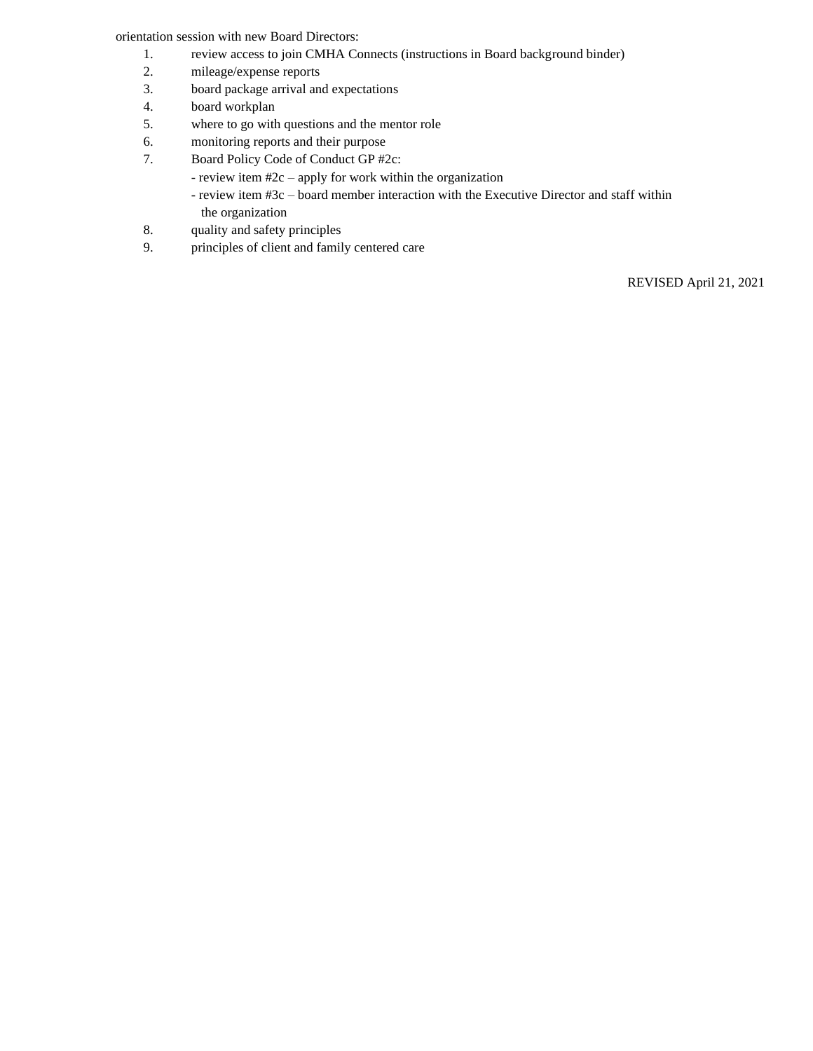orientation session with new Board Directors:

1. review access to join CMHA Connects (instructions in Board background binder)
2. mileage/expense reports
3. board package arrival and expectations
4. board workplan
5. where to go with questions and the mentor role
6. monitoring reports and their purpose
7. Board Policy Code of Conduct GP #2c:
   - review item #2c – apply for work within the organization
   - review item #3c – board member interaction with the Executive Director and staff within the organization
8. quality and safety principles
9. principles of client and family centered care

REVISED April 21, 2021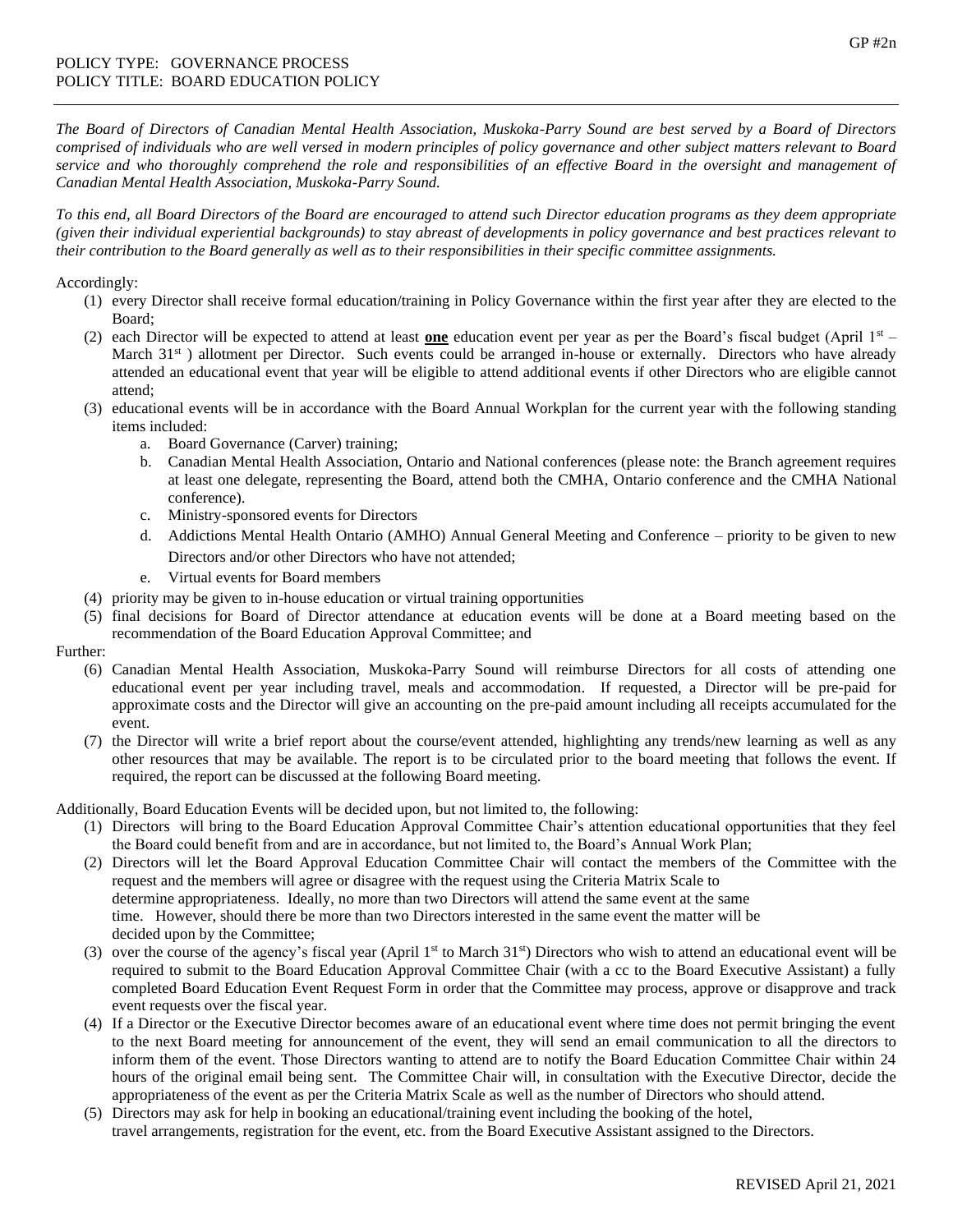POLICY TYPE: GOVERNANCE PROCESS
POLICY TITLE: BOARD EDUCATION POLICY

---

*The Board of Directors of Canadian Mental Health Association, Muskoka-Parry Sound are best served by a Board of Directors comprised of individuals who are well versed in modern principles of policy governance and other subject matters relevant to Board service and who thoroughly comprehend the role and responsibilities of an effective Board in the oversight and management of Canadian Mental Health Association, Muskoka-Parry Sound.*

*To this end, all Board Directors of the Board are encouraged to attend such Director education programs as they deem appropriate (given their individual experiential backgrounds) to stay abreast of developments in policy governance and best practices relevant to their contribution to the Board generally as well as to their responsibilities in their specific committee assignments.*

Accordingly:

(1) every Director shall receive formal education/training in Policy Governance within the first year after they are elected to the Board;
(2) each Director will be expected to attend at least **one** education event per year as per the Board's fiscal budget (April 1st – March 31st ) allotment per Director. Such events could be arranged in-house or externally. Directors who have already attended an educational event that year will be eligible to attend additional events if other Directors who are eligible cannot attend;
(3) educational events will be in accordance with the Board Annual Workplan for the current year with the following standing items included:
   a. Board Governance (Carver) training;
   b. Canadian Mental Health Association, Ontario and National conferences (please note: the Branch agreement requires at least one delegate, representing the Board, attend both the CMHA, Ontario conference and the CMHA National conference).
   c. Ministry-sponsored events for Directors
   d. Addictions Mental Health Ontario (AMHO) Annual General Meeting and Conference – priority to be given to new Directors and/or other Directors who have not attended;
   e. Virtual events for Board members
(4) priority may be given to in-house education or virtual training opportunities
(5) final decisions for Board of Director attendance at education events will be done at a Board meeting based on the recommendation of the Board Education Approval Committee; and

Further:

(6) Canadian Mental Health Association, Muskoka-Parry Sound will reimburse Directors for all costs of attending one educational event per year including travel, meals and accommodation. If requested, a Director will be pre-paid for approximate costs and the Director will give an accounting on the pre-paid amount including all receipts accumulated for the event.
(7) the Director will write a brief report about the course/event attended, highlighting any trends/new learning as well as any other resources that may be available. The report is to be circulated prior to the board meeting that follows the event. If required, the report can be discussed at the following Board meeting.

Additionally, Board Education Events will be decided upon, but not limited to, the following:

(1) Directors will bring to the Board Education Approval Committee Chair's attention educational opportunities that they feel the Board could benefit from and are in accordance, but not limited to, the Board's Annual Work Plan;
(2) Directors will let the Board Approval Education Committee Chair will contact the members of the Committee with the request and the members will agree or disagree with the request using the Criteria Matrix Scale to determine appropriateness. Ideally, no more than two Directors will attend the same event at the same time. However, should there be more than two Directors interested in the same event the matter will be decided upon by the Committee;
(3) over the course of the agency's fiscal year (April 1st to March 31st) Directors who wish to attend an educational event will be required to submit to the Board Education Approval Committee Chair (with a cc to the Board Executive Assistant) a fully completed Board Education Event Request Form in order that the Committee may process, approve or disapprove and track event requests over the fiscal year.
(4) If a Director or the Executive Director becomes aware of an educational event where time does not permit bringing the event to the next Board meeting for announcement of the event, they will send an email communication to all the directors to inform them of the event. Those Directors wanting to attend are to notify the Board Education Committee Chair within 24 hours of the original email being sent. The Committee Chair will, in consultation with the Executive Director, decide the appropriateness of the event as per the Criteria Matrix Scale as well as the number of Directors who should attend.
(5) Directors may ask for help in booking an educational/training event including the booking of the hotel, travel arrangements, registration for the event, etc. from the Board Executive Assistant assigned to the Directors.

REVISED April 21, 2021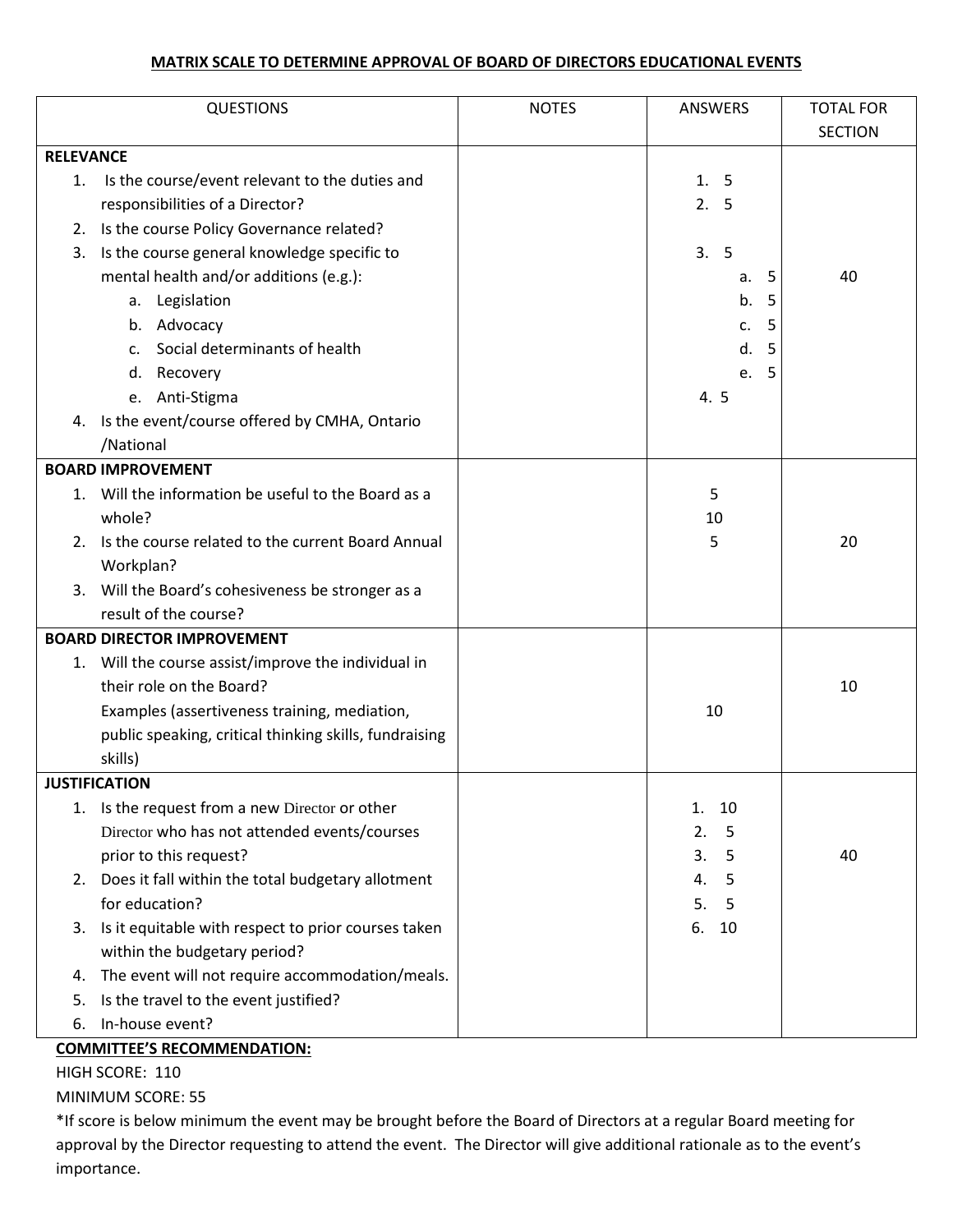**MATRIX SCALE TO DETERMINE APPROVAL OF BOARD OF DIRECTORS EDUCATIONAL EVENTS**

| QUESTIONS | NOTES | ANSWERS | TOTAL FOR SECTION |
|---|---|---|---|
| **RELEVANCE**<br>1. Is the course/event relevant to the duties and responsibilities of a Director?<br>2. Is the course Policy Governance related?<br>3. Is the course general knowledge specific to mental health and/or additions (e.g.):<br>a. Legislation<br>b. Advocacy<br>c. Social determinants of health<br>d. Recovery<br>e. Anti-Stigma<br>4. Is the event/course offered by CMHA, Ontario /National | | 1. 5<br>2. 5<br>3. 5<br>a. 5<br>b. 5<br>c. 5<br>d. 5<br>e. 5<br>4. 5 | 40 |
| **BOARD IMPROVEMENT**<br>1. Will the information be useful to the Board as a whole?<br>2. Is the course related to the current Board Annual Workplan?<br>3. Will the Board's cohesiveness be stronger as a result of the course? | | 5<br>10<br>5 | 20 |
| **BOARD DIRECTOR IMPROVEMENT**<br>1. Will the course assist/improve the individual in their role on the Board?<br>Examples (assertiveness training, mediation, public speaking, critical thinking skills, fundraising skills) | | 10 | 10 |
| **JUSTIFICATION**<br>1. Is the request from a new Director or other Director who has not attended events/courses prior to this request?<br>2. Does it fall within the total budgetary allotment for education?<br>3. Is it equitable with respect to prior courses taken within the budgetary period?<br>4. The event will not require accommodation/meals.<br>5. Is the travel to the event justified?<br>6. In-house event? | | 1. 10<br>2. 5<br>3. 5<br>4. 5<br>5. 5<br>6. 10 | 40 |

**COMMITTEE'S RECOMMENDATION:**

HIGH SCORE: 110

MINIMUM SCORE: 55

*If score is below minimum the event may be brought before the Board of Directors at a regular Board meeting for approval by the Director requesting to attend the event. The Director will give additional rationale as to the event's importance.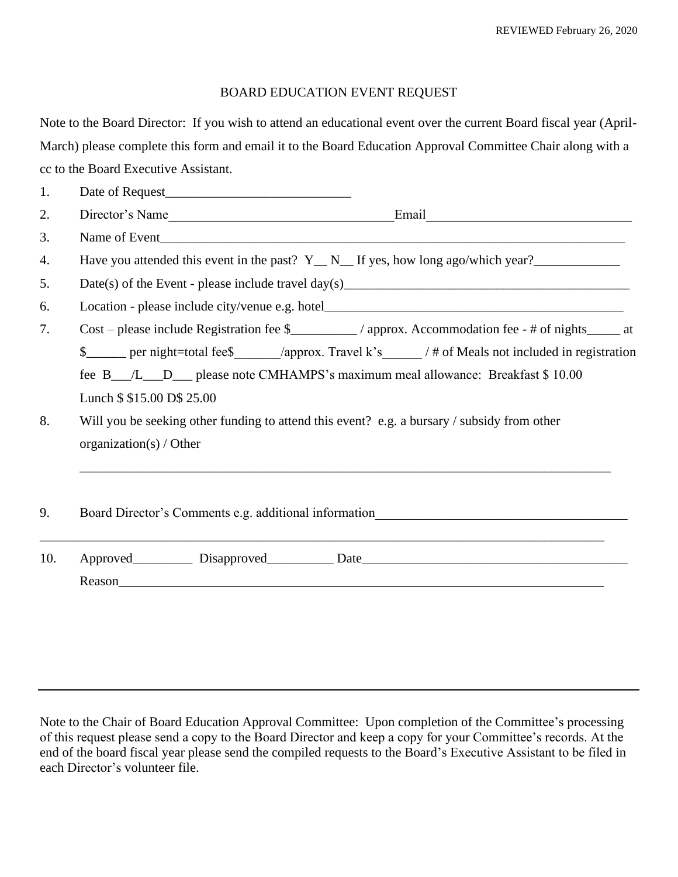REVIEWED February 26, 2020

# BOARD EDUCATION EVENT REQUEST

Note to the Board Director: If you wish to attend an educational event over the current Board fiscal year (April-March) please complete this form and email it to the Board Education Approval Committee Chair along with a cc to the Board Executive Assistant.

1. Date of Request____________________________
2. Director's Name__________________________________Email_______________________________
3. Name of Event___________________________________________________________________________
4. Have you attended this event in the past? Y__ N__ If yes, how long ago/which year?_____________
5. Date(s) of the Event - please include travel day(s)____________________________________________
6. Location - please include city/venue e.g. hotel_______________________________________________
7. Cost – please include Registration fee $__________ / approx. Accommodation fee - # of nights_____ at $______ per night=total fee$_______/approx. Travel k's______ / # of Meals not included in registration fee B___/L___D___ please note CMHAMPS's maximum meal allowance: Breakfast $ 10.00 Lunch $ $15.00 D$ 25.00
8. Will you be seeking other funding to attend this event? e.g. a bursary / subsidy from other organization(s) / Other

   ____________________________________________________________________________________

9. Board Director's Comments e.g. additional information________________________________________

_________________________________________________________________________________________

10. Approved_________ Disapproved__________ Date_________________________________________

    Reason____________________________________________________________________________

---

Note to the Chair of Board Education Approval Committee: Upon completion of the Committee's processing of this request please send a copy to the Board Director and keep a copy for your Committee's records. At the end of the board fiscal year please send the compiled requests to the Board's Executive Assistant to be filed in each Director's volunteer file.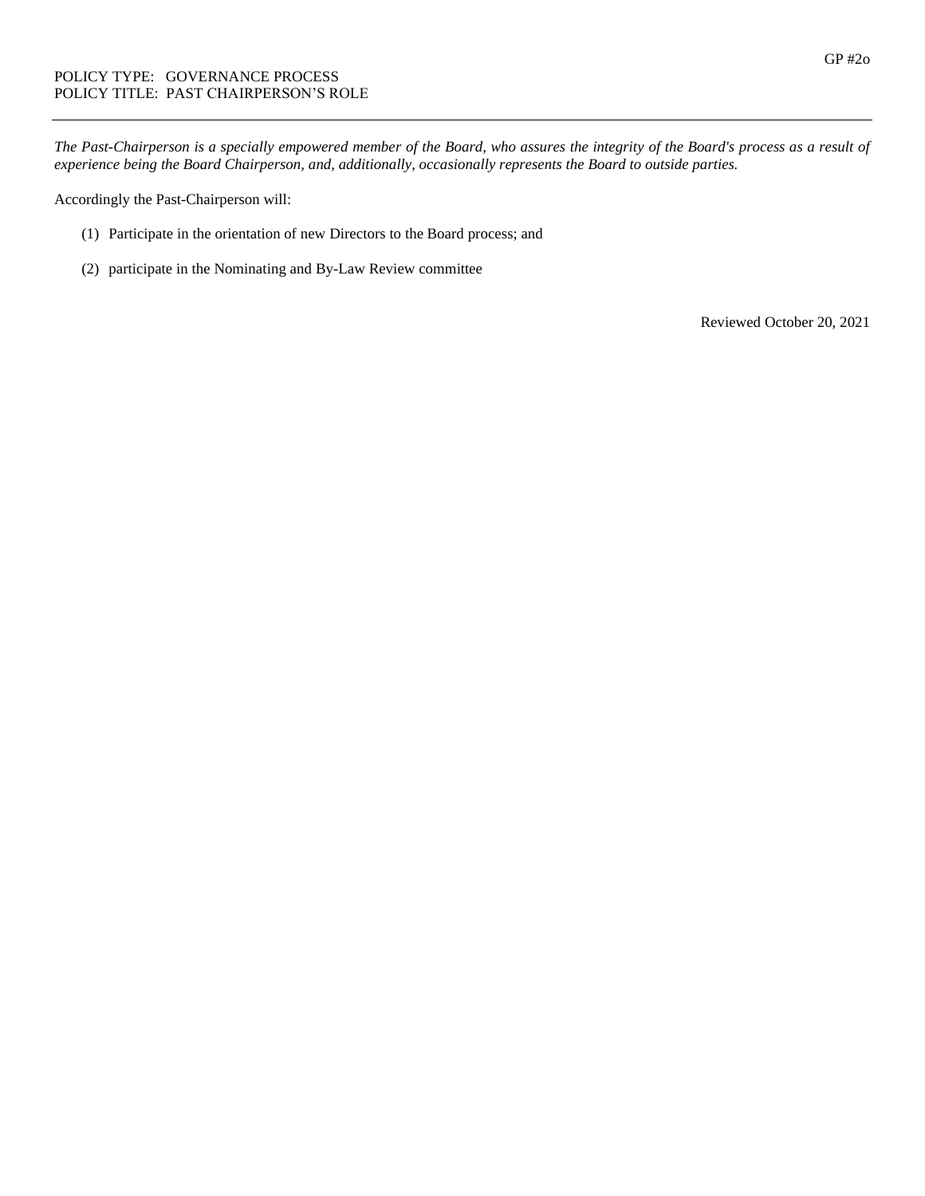GP #2o

POLICY TYPE: GOVERNANCE PROCESS
POLICY TITLE: PAST CHAIRPERSON'S ROLE

---

*The Past-Chairperson is a specially empowered member of the Board, who assures the integrity of the Board's process as a result of experience being the Board Chairperson, and, additionally, occasionally represents the Board to outside parties.*

Accordingly the Past-Chairperson will:

(1) Participate in the orientation of new Directors to the Board process; and

(2) participate in the Nominating and By-Law Review committee

Reviewed October 20, 2021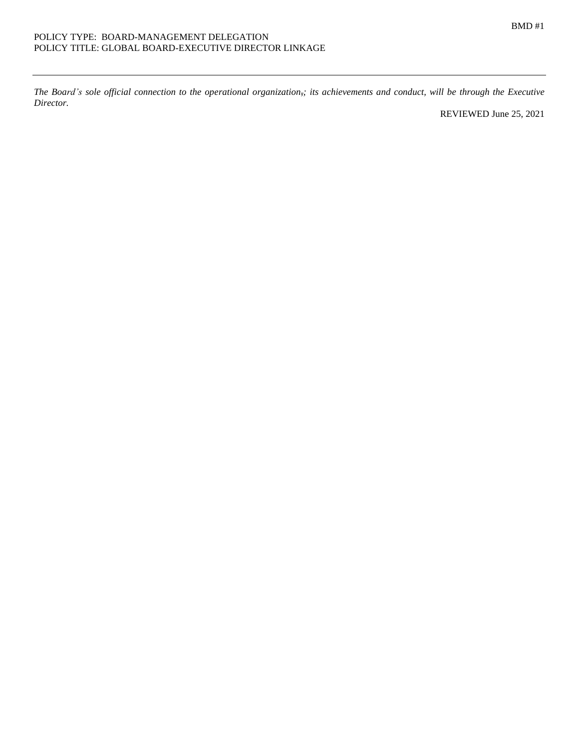BMD #1

POLICY TYPE: BOARD-MANAGEMENT DELEGATION
POLICY TITLE: GLOBAL BOARD-EXECUTIVE DIRECTOR LINKAGE

---

*The Board's sole official connection to the operational organization,; its achievements and conduct, will be through the Executive Director.*

REVIEWED June 25, 2021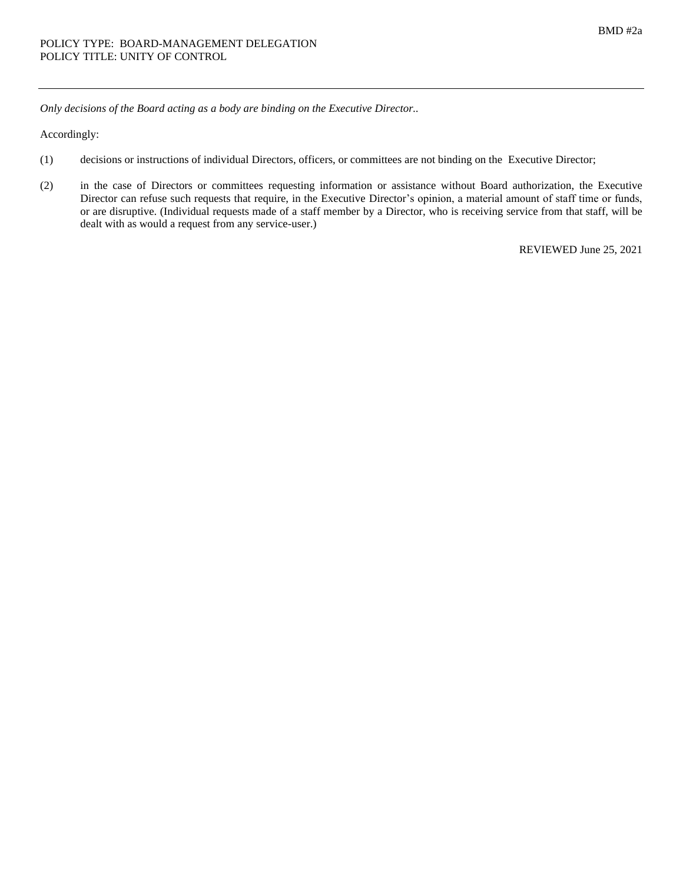BMD #2a

POLICY TYPE: BOARD-MANAGEMENT DELEGATION
POLICY TITLE: UNITY OF CONTROL

---

*Only decisions of the Board acting as a body are binding on the Executive Director..*

Accordingly:

(1) decisions or instructions of individual Directors, officers, or committees are not binding on the Executive Director;

(2) in the case of Directors or committees requesting information or assistance without Board authorization, the Executive Director can refuse such requests that require, in the Executive Director's opinion, a material amount of staff time or funds, or are disruptive. (Individual requests made of a staff member by a Director, who is receiving service from that staff, will be dealt with as would a request from any service-user.)

REVIEWED June 25, 2021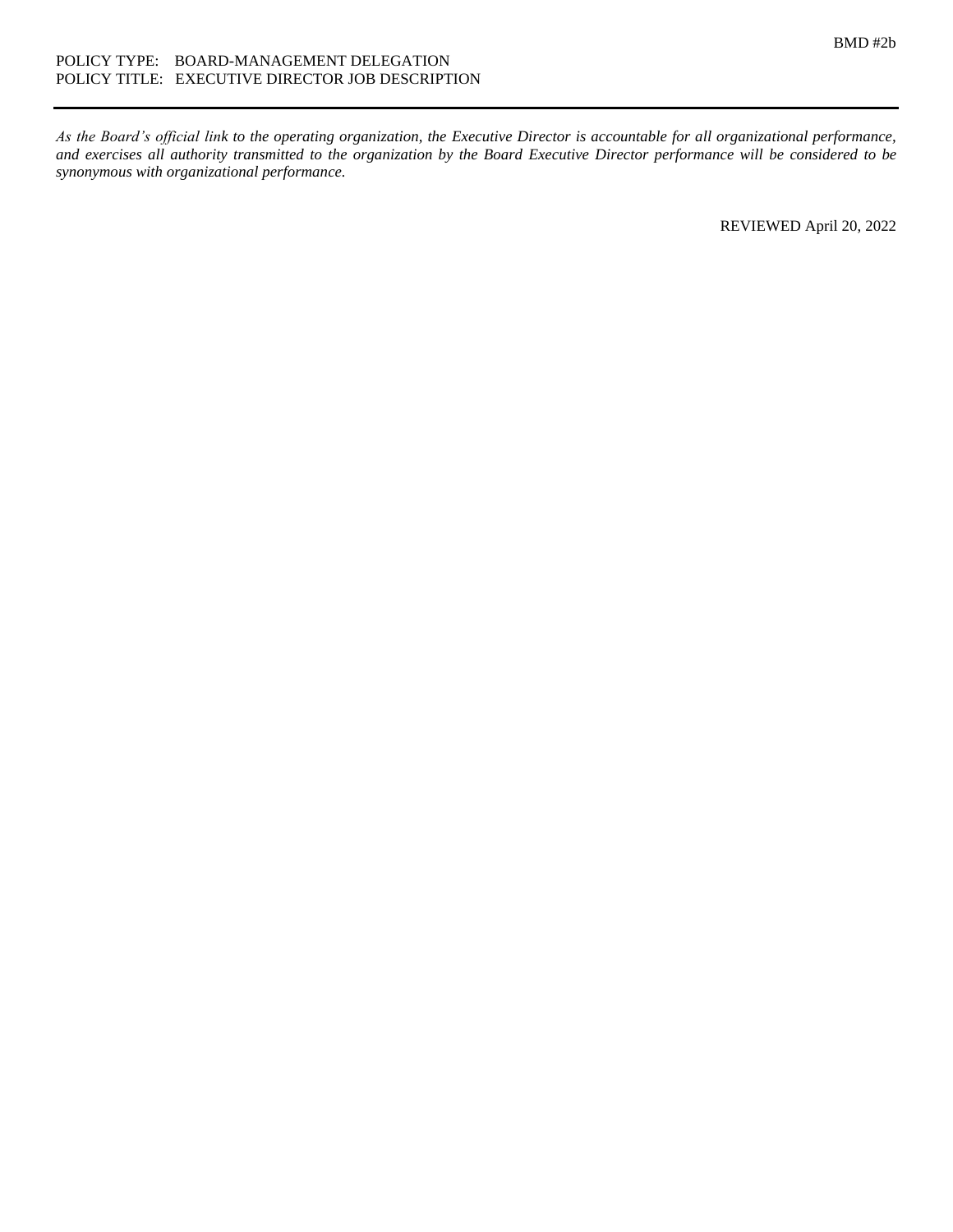BMD #2b

POLICY TYPE: BOARD-MANAGEMENT DELEGATION
POLICY TITLE: EXECUTIVE DIRECTOR JOB DESCRIPTION

---

*As the Board's official link to the operating organization, the Executive Director is accountable for all organizational performance, and exercises all authority transmitted to the organization by the Board Executive Director performance will be considered to be synonymous with organizational performance.*

REVIEWED April 20, 2022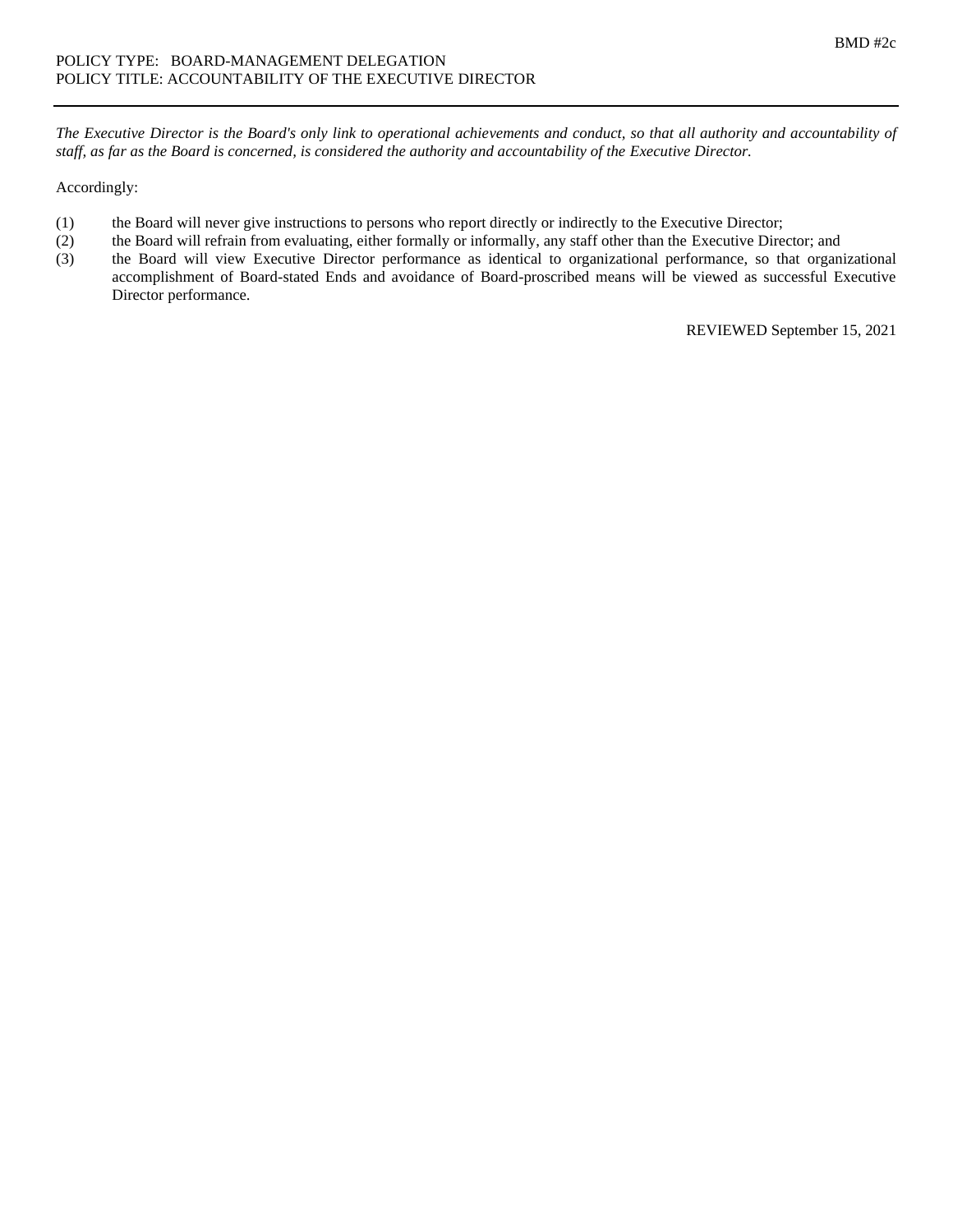BMD #2c

POLICY TYPE: BOARD-MANAGEMENT DELEGATION
POLICY TITLE: ACCOUNTABILITY OF THE EXECUTIVE DIRECTOR

---

*The Executive Director is the Board's only link to operational achievements and conduct, so that all authority and accountability of staff, as far as the Board is concerned, is considered the authority and accountability of the Executive Director.*

Accordingly:

(1) the Board will never give instructions to persons who report directly or indirectly to the Executive Director;

(2) the Board will refrain from evaluating, either formally or informally, any staff other than the Executive Director; and

(3) the Board will view Executive Director performance as identical to organizational performance, so that organizational accomplishment of Board-stated Ends and avoidance of Board-proscribed means will be viewed as successful Executive Director performance.

REVIEWED September 15, 2021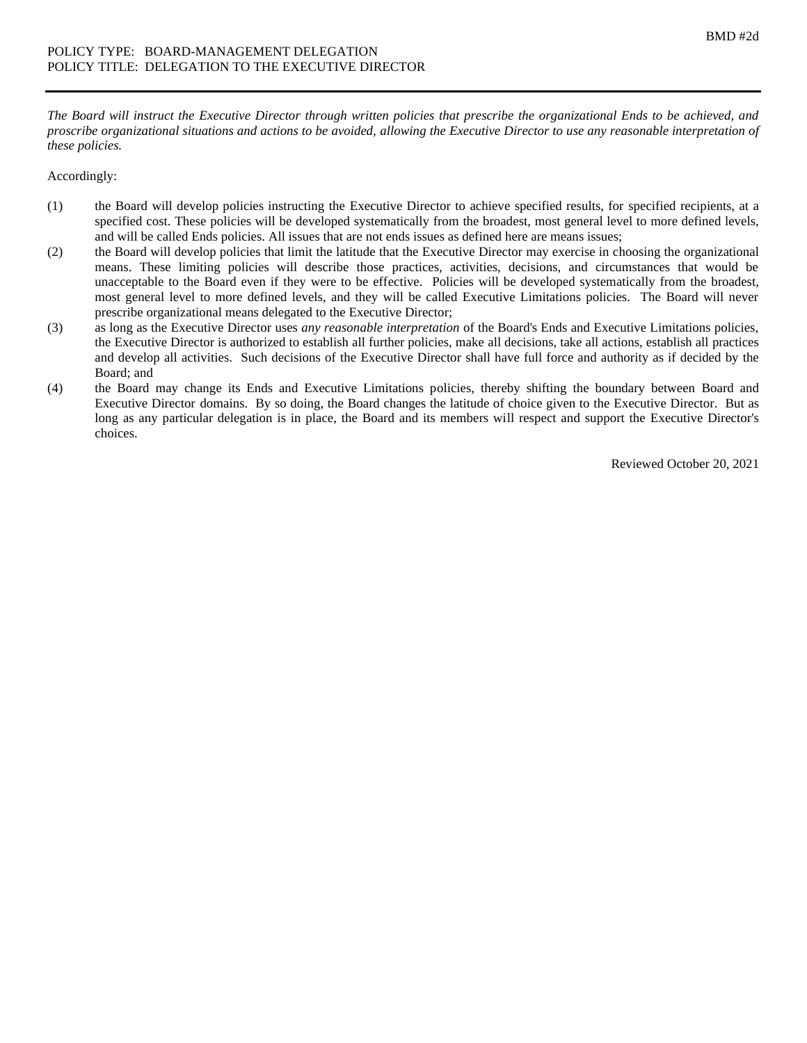BMD #2d

POLICY TYPE: BOARD-MANAGEMENT DELEGATION
POLICY TITLE: DELEGATION TO THE EXECUTIVE DIRECTOR

---

*The Board will instruct the Executive Director through written policies that prescribe the organizational Ends to be achieved, and proscribe organizational situations and actions to be avoided, allowing the Executive Director to use any reasonable interpretation of these policies.*

Accordingly:

(1) the Board will develop policies instructing the Executive Director to achieve specified results, for specified recipients, at a specified cost. These policies will be developed systematically from the broadest, most general level to more defined levels, and will be called Ends policies. All issues that are not ends issues as defined here are means issues;

(2) the Board will develop policies that limit the latitude that the Executive Director may exercise in choosing the organizational means. These limiting policies will describe those practices, activities, decisions, and circumstances that would be unacceptable to the Board even if they were to be effective. Policies will be developed systematically from the broadest, most general level to more defined levels, and they will be called Executive Limitations policies. The Board will never prescribe organizational means delegated to the Executive Director;

(3) as long as the Executive Director uses *any reasonable interpretation* of the Board's Ends and Executive Limitations policies, the Executive Director is authorized to establish all further policies, make all decisions, take all actions, establish all practices and develop all activities. Such decisions of the Executive Director shall have full force and authority as if decided by the Board; and

(4) the Board may change its Ends and Executive Limitations policies, thereby shifting the boundary between Board and Executive Director domains. By so doing, the Board changes the latitude of choice given to the Executive Director. But as long as any particular delegation is in place, the Board and its members will respect and support the Executive Director's choices.

Reviewed October 20, 2021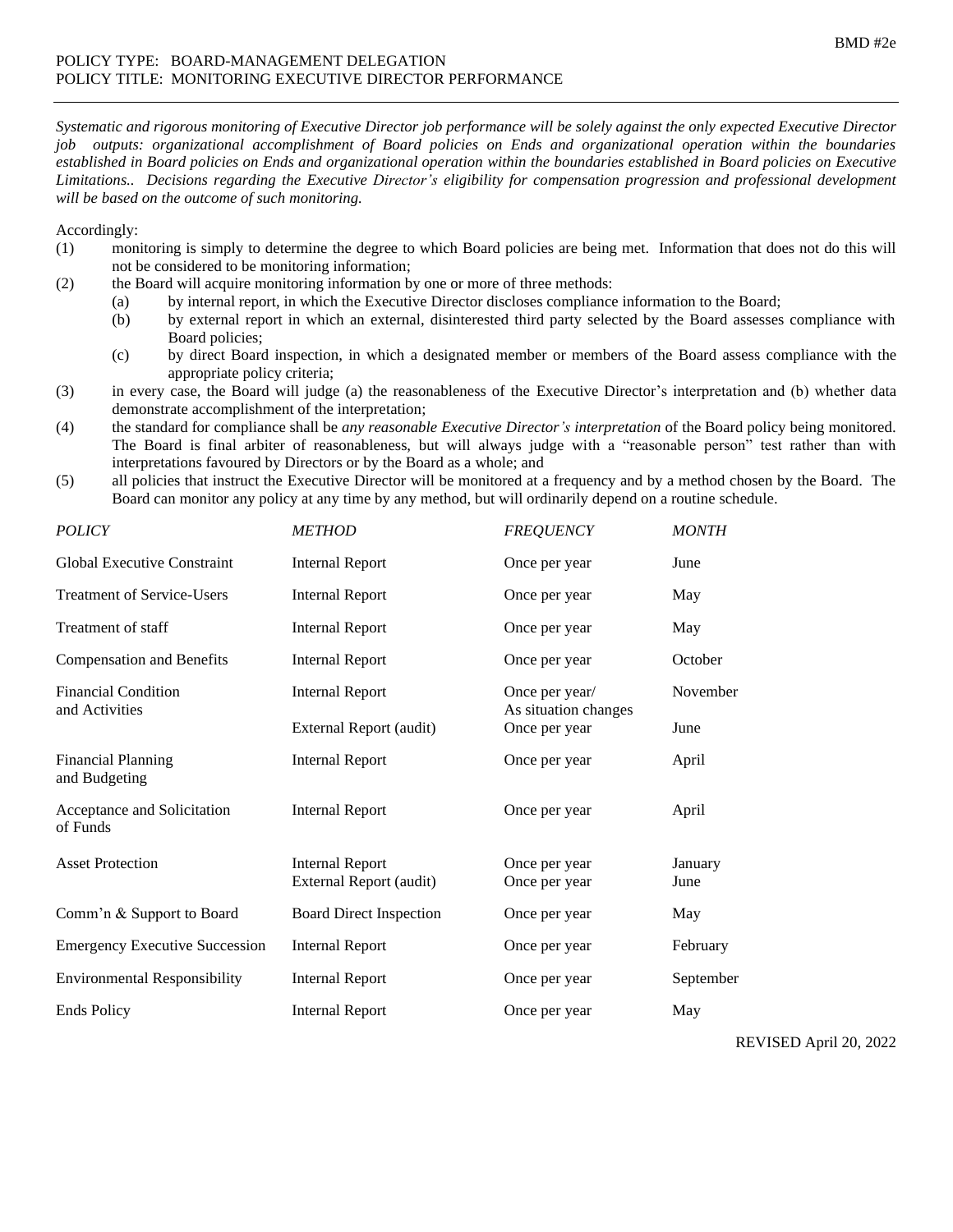BMD #2e

POLICY TYPE: BOARD-MANAGEMENT DELEGATION
POLICY TITLE: MONITORING EXECUTIVE DIRECTOR PERFORMANCE

---

*Systematic and rigorous monitoring of Executive Director job performance will be solely against the only expected Executive Director job outputs: organizational accomplishment of Board policies on Ends and organizational operation within the boundaries established in Board policies on Ends and organizational operation within the boundaries established in Board policies on Executive Limitations.. Decisions regarding the Executive Director's eligibility for compensation progression and professional development will be based on the outcome of such monitoring.*

Accordingly:

(1) monitoring is simply to determine the degree to which Board policies are being met. Information that does not do this will not be considered to be monitoring information;

(2) the Board will acquire monitoring information by one or more of three methods:
   - (a) by internal report, in which the Executive Director discloses compliance information to the Board;
   - (b) by external report in which an external, disinterested third party selected by the Board assesses compliance with Board policies;
   - (c) by direct Board inspection, in which a designated member or members of the Board assess compliance with the appropriate policy criteria;

(3) in every case, the Board will judge (a) the reasonableness of the Executive Director's interpretation and (b) whether data demonstrate accomplishment of the interpretation;

(4) the standard for compliance shall be *any reasonable Executive Director's interpretation* of the Board policy being monitored. The Board is final arbiter of reasonableness, but will always judge with a "reasonable person" test rather than with interpretations favoured by Directors or by the Board as a whole; and

(5) all policies that instruct the Executive Director will be monitored at a frequency and by a method chosen by the Board. The Board can monitor any policy at any time by any method, but will ordinarily depend on a routine schedule.

| *POLICY* | *METHOD* | *FREQUENCY* | *MONTH* |
|---|---|---|---|
| Global Executive Constraint | Internal Report | Once per year | June |
| Treatment of Service-Users | Internal Report | Once per year | May |
| Treatment of staff | Internal Report | Once per year | May |
| Compensation and Benefits | Internal Report | Once per year | October |
| Financial Condition and Activities | Internal Report | Once per year/ As situation changes | November |
| | External Report (audit) | Once per year | June |
| Financial Planning and Budgeting | Internal Report | Once per year | April |
| Acceptance and Solicitation of Funds | Internal Report | Once per year | April |
| Asset Protection | Internal Report | Once per year | January |
| | External Report (audit) | Once per year | June |
| Comm'n & Support to Board | Board Direct Inspection | Once per year | May |
| Emergency Executive Succession | Internal Report | Once per year | February |
| Environmental Responsibility | Internal Report | Once per year | September |
| Ends Policy | Internal Report | Once per year | May |

REVISED April 20, 2022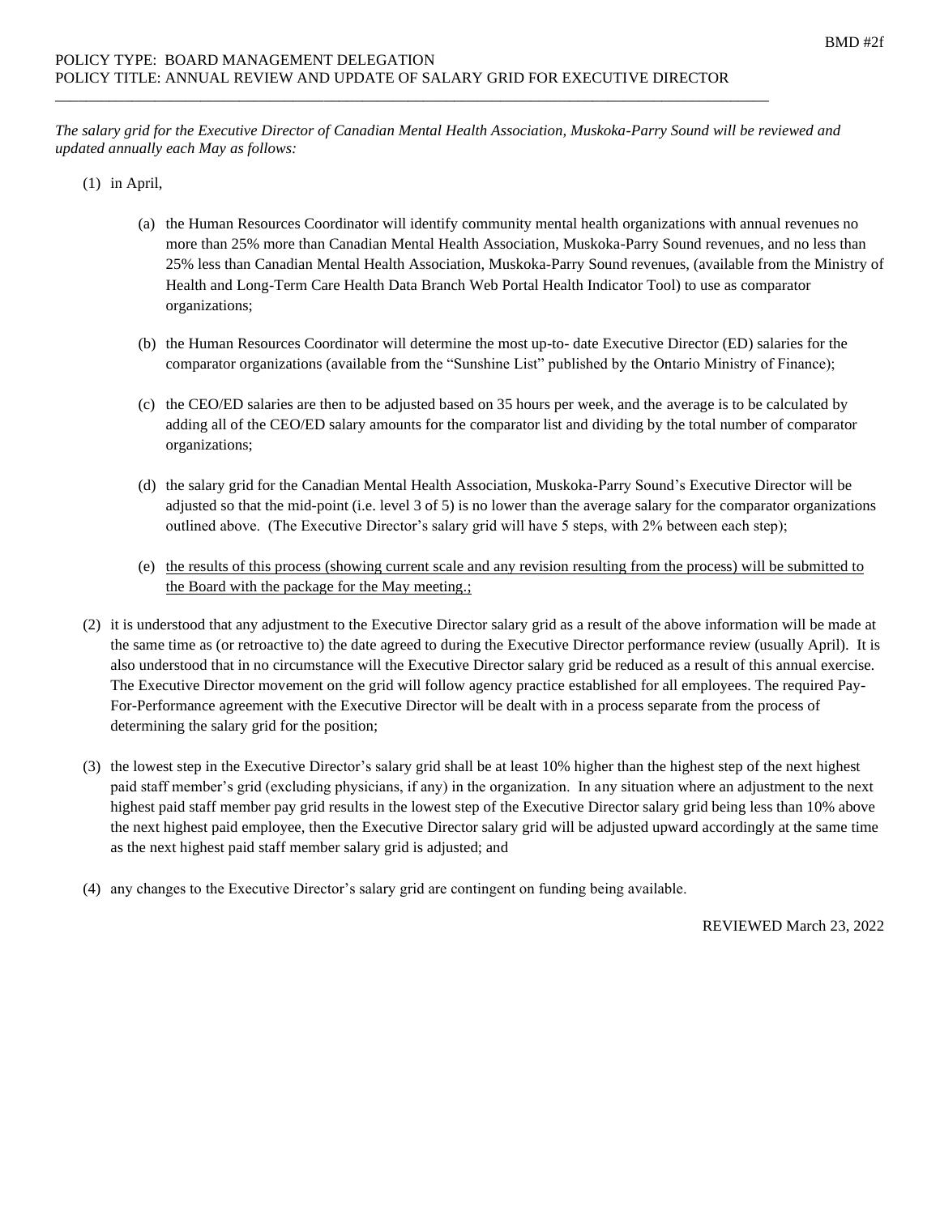BMD #2f

POLICY TYPE: BOARD MANAGEMENT DELEGATION
POLICY TITLE: ANNUAL REVIEW AND UPDATE OF SALARY GRID FOR EXECUTIVE DIRECTOR

---

*The salary grid for the Executive Director of Canadian Mental Health Association, Muskoka-Parry Sound will be reviewed and updated annually each May as follows:*

(1) in April,

  (a) the Human Resources Coordinator will identify community mental health organizations with annual revenues no more than 25% more than Canadian Mental Health Association, Muskoka-Parry Sound revenues, and no less than 25% less than Canadian Mental Health Association, Muskoka-Parry Sound revenues, (available from the Ministry of Health and Long-Term Care Health Data Branch Web Portal Health Indicator Tool) to use as comparator organizations;

  (b) the Human Resources Coordinator will determine the most up-to- date Executive Director (ED) salaries for the comparator organizations (available from the "Sunshine List" published by the Ontario Ministry of Finance);

  (c) the CEO/ED salaries are then to be adjusted based on 35 hours per week, and the average is to be calculated by adding all of the CEO/ED salary amounts for the comparator list and dividing by the total number of comparator organizations;

  (d) the salary grid for the Canadian Mental Health Association, Muskoka-Parry Sound's Executive Director will be adjusted so that the mid-point (i.e. level 3 of 5) is no lower than the average salary for the comparator organizations outlined above. (The Executive Director's salary grid will have 5 steps, with 2% between each step);

  (e) <u>the results of this process (showing current scale and any revision resulting from the process) will be submitted to the Board with the package for the May meeting.;</u>

(2) it is understood that any adjustment to the Executive Director salary grid as a result of the above information will be made at the same time as (or retroactive to) the date agreed to during the Executive Director performance review (usually April). It is also understood that in no circumstance will the Executive Director salary grid be reduced as a result of this annual exercise. The Executive Director movement on the grid will follow agency practice established for all employees. The required Pay-For-Performance agreement with the Executive Director will be dealt with in a process separate from the process of determining the salary grid for the position;

(3) the lowest step in the Executive Director's salary grid shall be at least 10% higher than the highest step of the next highest paid staff member's grid (excluding physicians, if any) in the organization. In any situation where an adjustment to the next highest paid staff member pay grid results in the lowest step of the Executive Director salary grid being less than 10% above the next highest paid employee, then the Executive Director salary grid will be adjusted upward accordingly at the same time as the next highest paid staff member salary grid is adjusted; and

(4) any changes to the Executive Director's salary grid are contingent on funding being available.

REVIEWED March 23, 2022